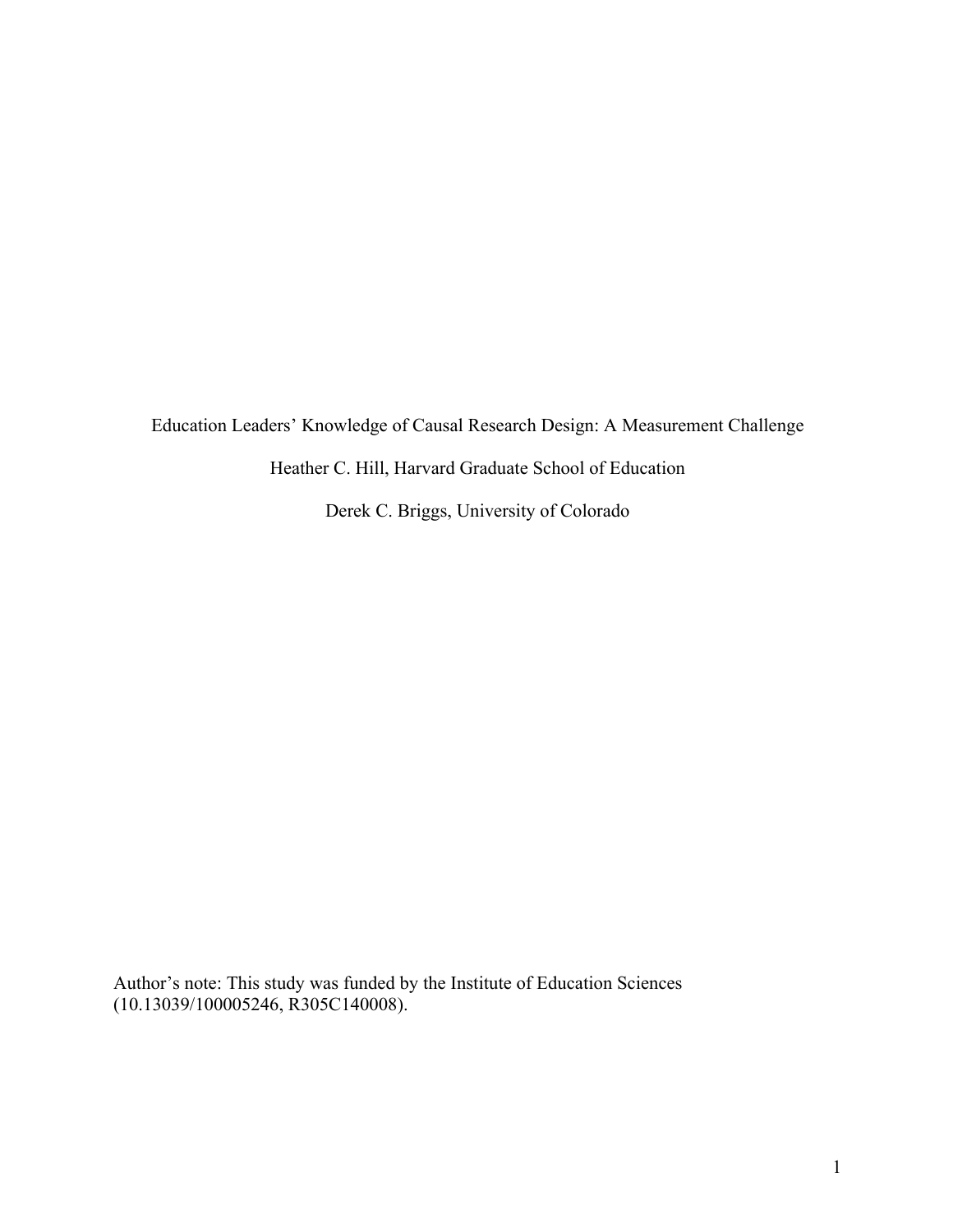# Education Leaders' Knowledge of Causal Research Design: A Measurement Challenge

Heather C. Hill, Harvard Graduate School of Education

Derek C. Briggs, University of Colorado

Author's note: This study was funded by the Institute of Education Sciences (10.13039/100005246, R305C140008).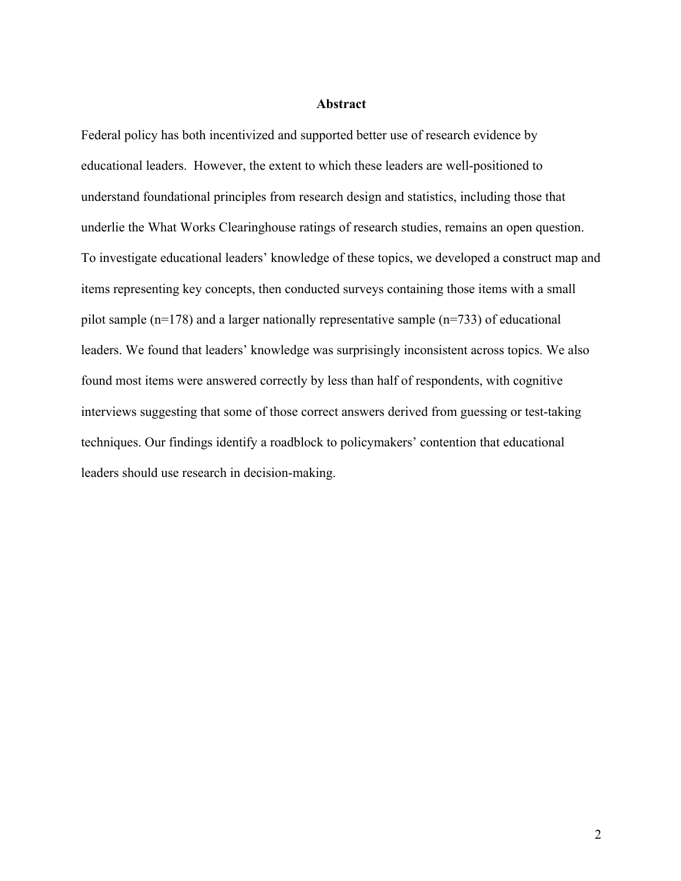## Abstract

Federal policy has both incentivized and supported better use of research evidence by educational leaders. However, the extent to which these leaders are well-positioned to understand foundational principles from research design and statistics, including those that underlie the What Works Clearinghouse ratings of research studies, remains an open question. To investigate educational leaders' knowledge of these topics, we developed a construct map and items representing key concepts, then conducted surveys containing those items with a small pilot sample (n=178) and a larger nationally representative sample (n=733) of educational leaders. We found that leaders' knowledge was surprisingly inconsistent across topics. We also found most items were answered correctly by less than half of respondents, with cognitive interviews suggesting that some of those correct answers derived from guessing or test-taking techniques. Our findings identify a roadblock to policymakers' contention that educational leaders should use research in decision-making.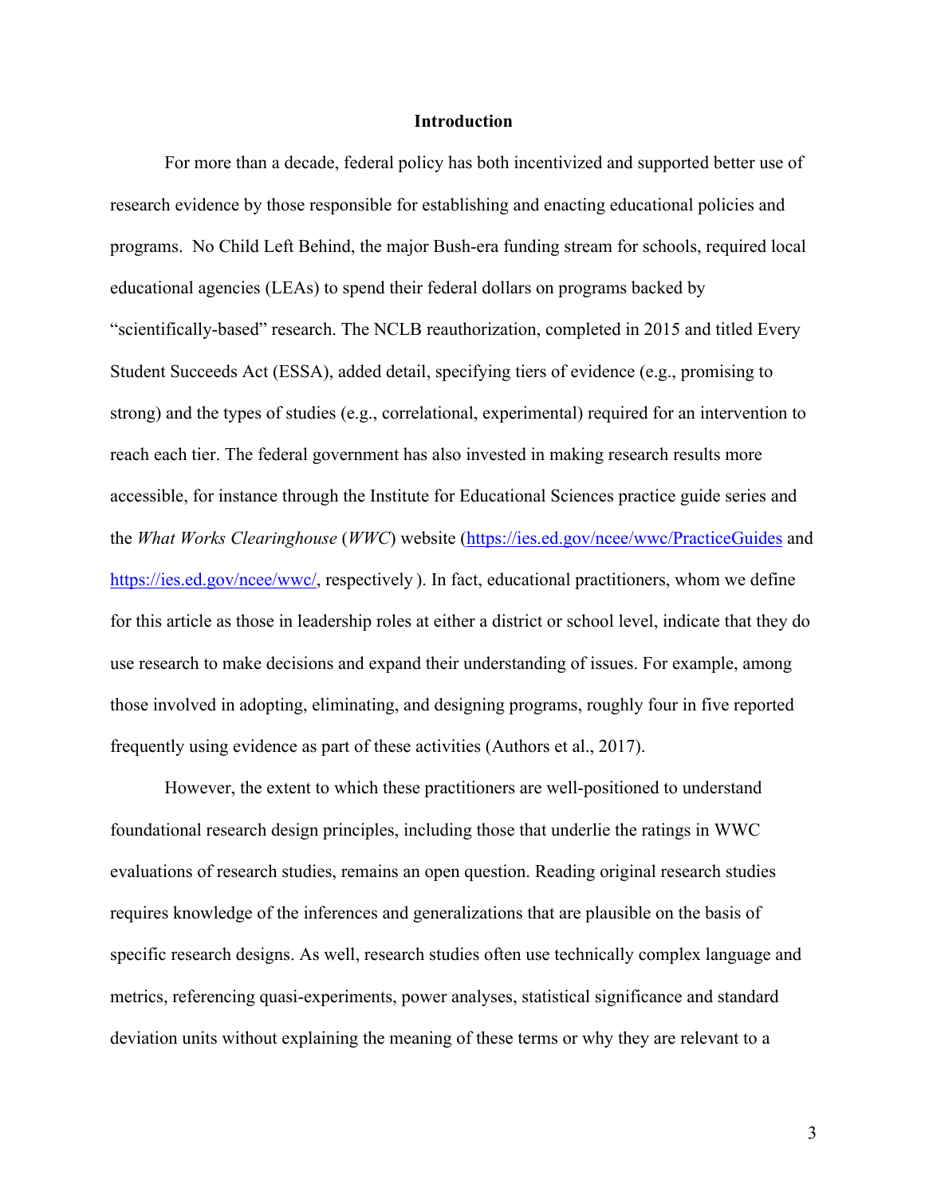## Introduction

For more than a decade, federal policy has both incentivized and supported better use of research evidence by those responsible for establishing and enacting educational policies and programs.  No Child Left Behind, the major Bush-era funding stream for schools, required local educational agencies (LEAs) to spend their federal dollars on programs backed by "scientifically-based" research. The NCLB reauthorization, completed in 2015 and titled Every Student Succeeds Act (ESSA), added detail, specifying tiers of evidence (e.g., promising to strong) and the types of studies (e.g., correlational, experimental) required for an intervention to reach each tier. The federal government has also invested in making research results more accessible, for instance through the Institute for Educational Sciences practice guide series and the *What Works Clearinghouse* (*WWC*) website (https://ies.ed.gov/ncee/wwc/PracticeGuides and https://ies.ed.gov/ncee/wwc/, respectively ). In fact, educational practitioners, whom we define for this article as those in leadership roles at either a district or school level, indicate that they do use research to make decisions and expand their understanding of issues. For example, among those involved in adopting, eliminating, and designing programs, roughly four in five reported frequently using evidence as part of these activities (Authors et al., 2017).

However, the extent to which these practitioners are well-positioned to understand foundational research design principles, including those that underlie the ratings in WWC evaluations of research studies, remains an open question. Reading original research studies requires knowledge of the inferences and generalizations that are plausible on the basis of specific research designs. As well, research studies often use technically complex language and metrics, referencing quasi-experiments, power analyses, statistical significance and standard deviation units without explaining the meaning of these terms or why they are relevant to a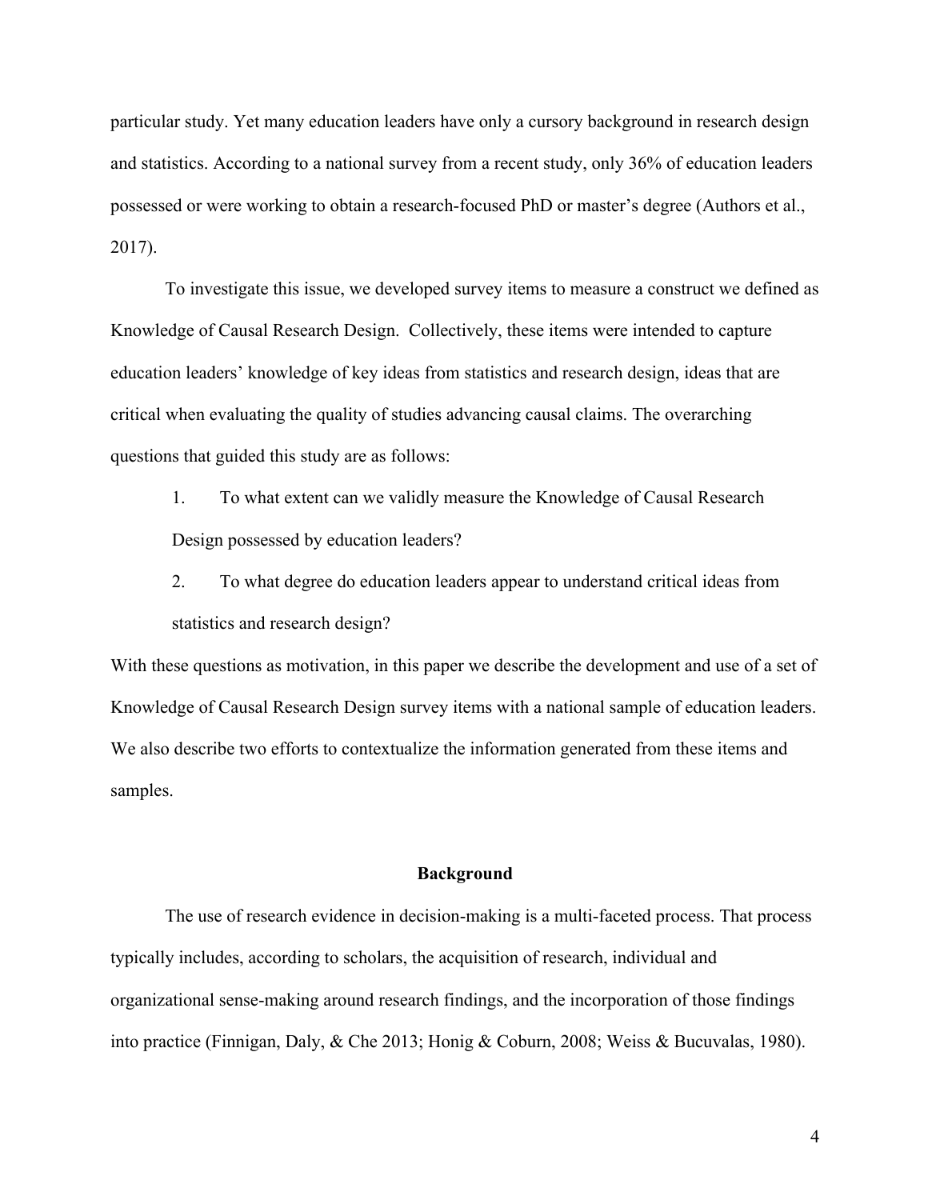particular study. Yet many education leaders have only a cursory background in research design and statistics. According to a national survey from a recent study, only 36% of education leaders possessed or were working to obtain a research-focused PhD or master's degree (Authors et al., 2017).

To investigate this issue, we developed survey items to measure a construct we defined as Knowledge of Causal Research Design. Collectively, these items were intended to capture education leaders' knowledge of key ideas from statistics and research design, ideas that are critical when evaluating the quality of studies advancing causal claims. The overarching questions that guided this study are as follows:

1. To what extent can we validly measure the Knowledge of Causal Research Design possessed by education leaders?
2. To what degree do education leaders appear to understand critical ideas from statistics and research design?

With these questions as motivation, in this paper we describe the development and use of a set of Knowledge of Causal Research Design survey items with a national sample of education leaders. We also describe two efforts to contextualize the information generated from these items and samples.

## Background

The use of research evidence in decision-making is a multi-faceted process. That process typically includes, according to scholars, the acquisition of research, individual and organizational sense-making around research findings, and the incorporation of those findings into practice (Finnigan, Daly, & Che 2013; Honig & Coburn, 2008; Weiss & Bucuvalas, 1980).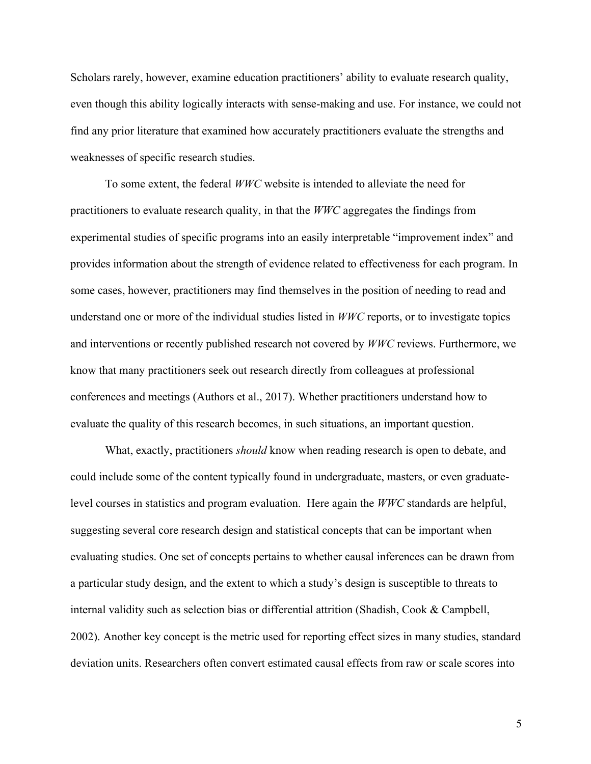Scholars rarely, however, examine education practitioners' ability to evaluate research quality, even though this ability logically interacts with sense-making and use. For instance, we could not find any prior literature that examined how accurately practitioners evaluate the strengths and weaknesses of specific research studies.

To some extent, the federal *WWC* website is intended to alleviate the need for practitioners to evaluate research quality, in that the *WWC* aggregates the findings from experimental studies of specific programs into an easily interpretable "improvement index" and provides information about the strength of evidence related to effectiveness for each program. In some cases, however, practitioners may find themselves in the position of needing to read and understand one or more of the individual studies listed in *WWC* reports, or to investigate topics and interventions or recently published research not covered by *WWC* reviews. Furthermore, we know that many practitioners seek out research directly from colleagues at professional conferences and meetings (Authors et al., 2017). Whether practitioners understand how to evaluate the quality of this research becomes, in such situations, an important question.

What, exactly, practitioners *should* know when reading research is open to debate, and could include some of the content typically found in undergraduate, masters, or even graduate-level courses in statistics and program evaluation. Here again the *WWC* standards are helpful, suggesting several core research design and statistical concepts that can be important when evaluating studies. One set of concepts pertains to whether causal inferences can be drawn from a particular study design, and the extent to which a study's design is susceptible to threats to internal validity such as selection bias or differential attrition (Shadish, Cook & Campbell, 2002). Another key concept is the metric used for reporting effect sizes in many studies, standard deviation units. Researchers often convert estimated causal effects from raw or scale scores into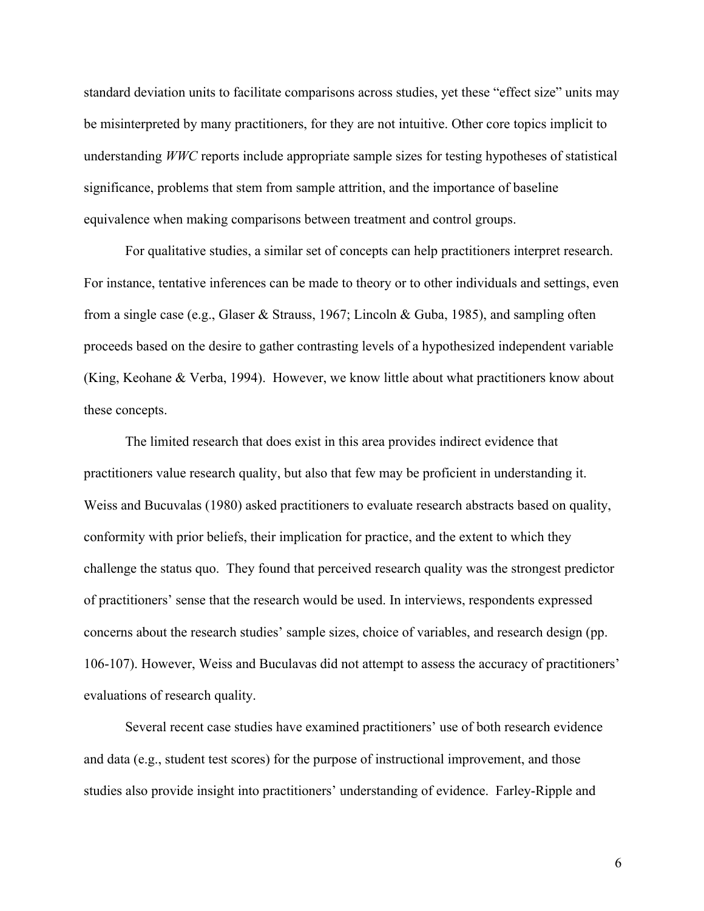standard deviation units to facilitate comparisons across studies, yet these "effect size" units may be misinterpreted by many practitioners, for they are not intuitive. Other core topics implicit to understanding *WWC* reports include appropriate sample sizes for testing hypotheses of statistical significance, problems that stem from sample attrition, and the importance of baseline equivalence when making comparisons between treatment and control groups.

For qualitative studies, a similar set of concepts can help practitioners interpret research. For instance, tentative inferences can be made to theory or to other individuals and settings, even from a single case (e.g., Glaser & Strauss, 1967; Lincoln & Guba, 1985), and sampling often proceeds based on the desire to gather contrasting levels of a hypothesized independent variable (King, Keohane & Verba, 1994). However, we know little about what practitioners know about these concepts.

The limited research that does exist in this area provides indirect evidence that practitioners value research quality, but also that few may be proficient in understanding it. Weiss and Bucuvalas (1980) asked practitioners to evaluate research abstracts based on quality, conformity with prior beliefs, their implication for practice, and the extent to which they challenge the status quo. They found that perceived research quality was the strongest predictor of practitioners' sense that the research would be used. In interviews, respondents expressed concerns about the research studies' sample sizes, choice of variables, and research design (pp. 106-107). However, Weiss and Buculavas did not attempt to assess the accuracy of practitioners' evaluations of research quality.

Several recent case studies have examined practitioners' use of both research evidence and data (e.g., student test scores) for the purpose of instructional improvement, and those studies also provide insight into practitioners' understanding of evidence. Farley-Ripple and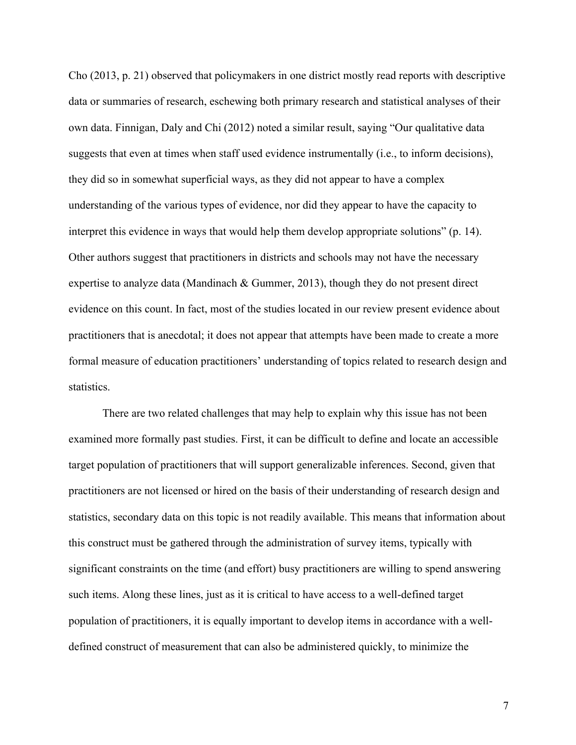Cho (2013, p. 21) observed that policymakers in one district mostly read reports with descriptive data or summaries of research, eschewing both primary research and statistical analyses of their own data. Finnigan, Daly and Chi (2012) noted a similar result, saying "Our qualitative data suggests that even at times when staff used evidence instrumentally (i.e., to inform decisions), they did so in somewhat superficial ways, as they did not appear to have a complex understanding of the various types of evidence, nor did they appear to have the capacity to interpret this evidence in ways that would help them develop appropriate solutions" (p. 14). Other authors suggest that practitioners in districts and schools may not have the necessary expertise to analyze data (Mandinach & Gummer, 2013), though they do not present direct evidence on this count. In fact, most of the studies located in our review present evidence about practitioners that is anecdotal; it does not appear that attempts have been made to create a more formal measure of education practitioners' understanding of topics related to research design and statistics.

There are two related challenges that may help to explain why this issue has not been examined more formally past studies. First, it can be difficult to define and locate an accessible target population of practitioners that will support generalizable inferences. Second, given that practitioners are not licensed or hired on the basis of their understanding of research design and statistics, secondary data on this topic is not readily available. This means that information about this construct must be gathered through the administration of survey items, typically with significant constraints on the time (and effort) busy practitioners are willing to spend answering such items. Along these lines, just as it is critical to have access to a well-defined target population of practitioners, it is equally important to develop items in accordance with a well-defined construct of measurement that can also be administered quickly, to minimize the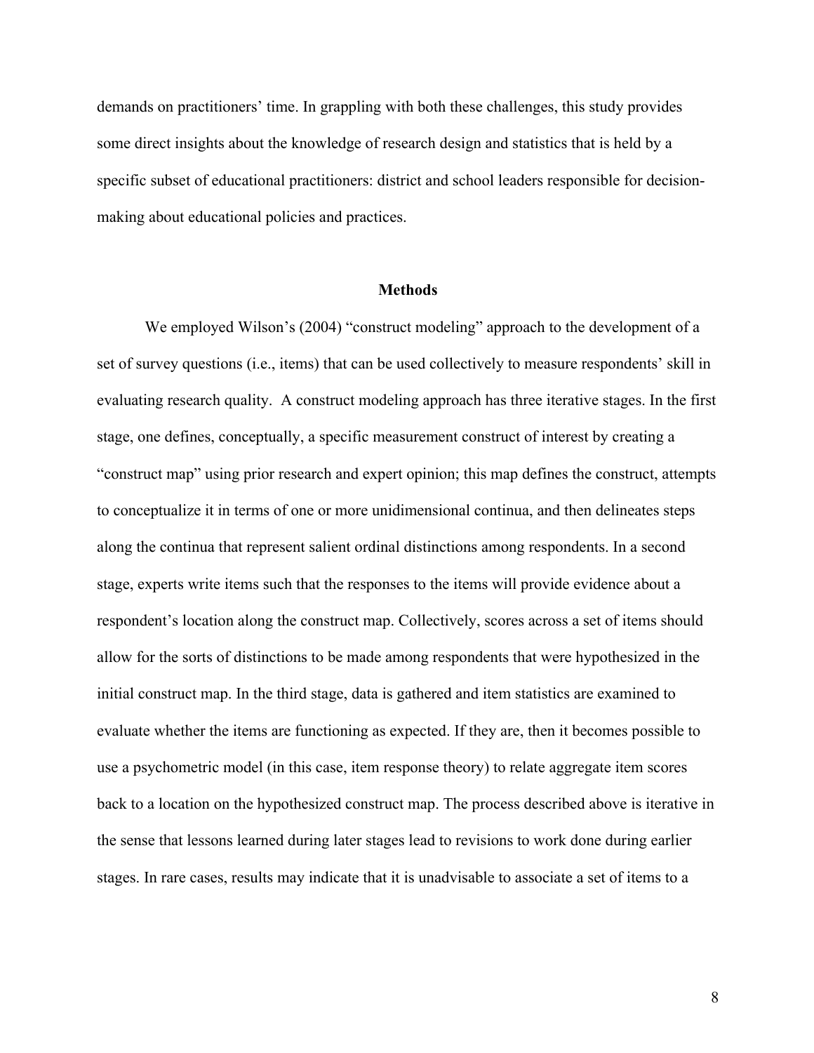demands on practitioners' time. In grappling with both these challenges, this study provides some direct insights about the knowledge of research design and statistics that is held by a specific subset of educational practitioners: district and school leaders responsible for decision-making about educational policies and practices.

## Methods

We employed Wilson's (2004) "construct modeling" approach to the development of a set of survey questions (i.e., items) that can be used collectively to measure respondents' skill in evaluating research quality. A construct modeling approach has three iterative stages. In the first stage, one defines, conceptually, a specific measurement construct of interest by creating a "construct map" using prior research and expert opinion; this map defines the construct, attempts to conceptualize it in terms of one or more unidimensional continua, and then delineates steps along the continua that represent salient ordinal distinctions among respondents. In a second stage, experts write items such that the responses to the items will provide evidence about a respondent's location along the construct map. Collectively, scores across a set of items should allow for the sorts of distinctions to be made among respondents that were hypothesized in the initial construct map. In the third stage, data is gathered and item statistics are examined to evaluate whether the items are functioning as expected. If they are, then it becomes possible to use a psychometric model (in this case, item response theory) to relate aggregate item scores back to a location on the hypothesized construct map. The process described above is iterative in the sense that lessons learned during later stages lead to revisions to work done during earlier stages. In rare cases, results may indicate that it is unadvisable to associate a set of items to a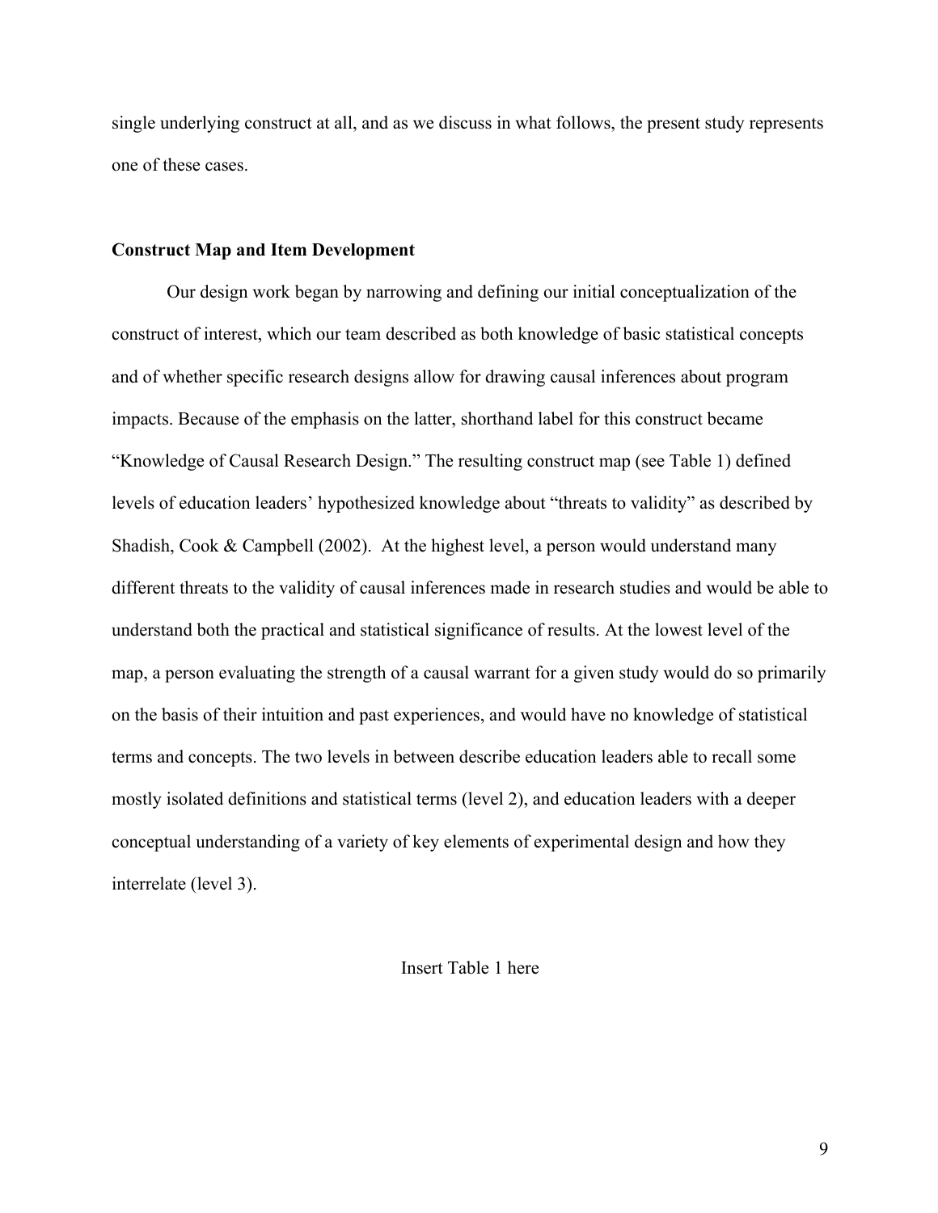single underlying construct at all, and as we discuss in what follows, the present study represents one of these cases.

**Construct Map and Item Development**

Our design work began by narrowing and defining our initial conceptualization of the construct of interest, which our team described as both knowledge of basic statistical concepts and of whether specific research designs allow for drawing causal inferences about program impacts. Because of the emphasis on the latter, shorthand label for this construct became "Knowledge of Causal Research Design." The resulting construct map (see Table 1) defined levels of education leaders' hypothesized knowledge about "threats to validity" as described by Shadish, Cook & Campbell (2002). At the highest level, a person would understand many different threats to the validity of causal inferences made in research studies and would be able to understand both the practical and statistical significance of results. At the lowest level of the map, a person evaluating the strength of a causal warrant for a given study would do so primarily on the basis of their intuition and past experiences, and would have no knowledge of statistical terms and concepts. The two levels in between describe education leaders able to recall some mostly isolated definitions and statistical terms (level 2), and education leaders with a deeper conceptual understanding of a variety of key elements of experimental design and how they interrelate (level 3).

Insert Table 1 here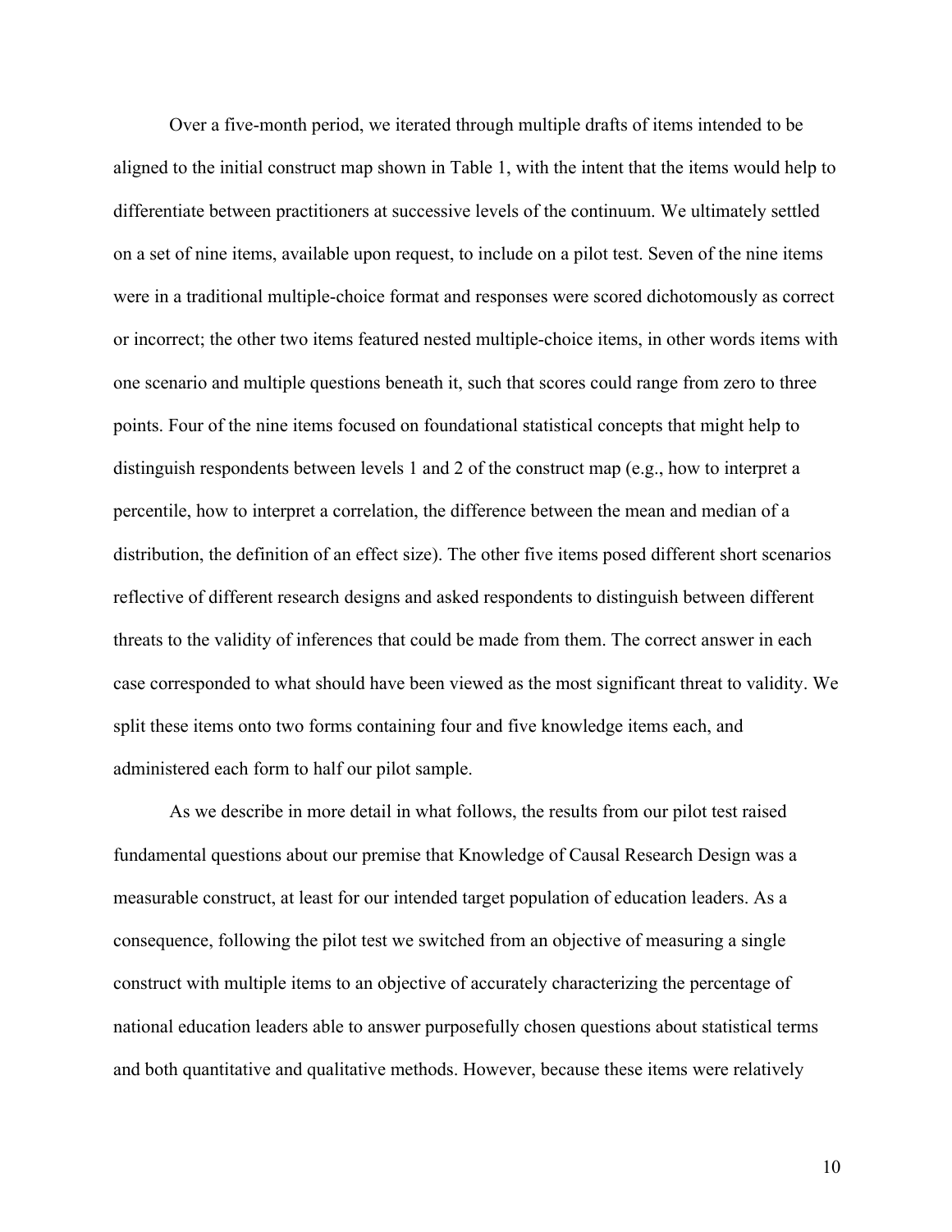Over a five-month period, we iterated through multiple drafts of items intended to be aligned to the initial construct map shown in Table 1, with the intent that the items would help to differentiate between practitioners at successive levels of the continuum. We ultimately settled on a set of nine items, available upon request, to include on a pilot test. Seven of the nine items were in a traditional multiple-choice format and responses were scored dichotomously as correct or incorrect; the other two items featured nested multiple-choice items, in other words items with one scenario and multiple questions beneath it, such that scores could range from zero to three points. Four of the nine items focused on foundational statistical concepts that might help to distinguish respondents between levels 1 and 2 of the construct map (e.g., how to interpret a percentile, how to interpret a correlation, the difference between the mean and median of a distribution, the definition of an effect size). The other five items posed different short scenarios reflective of different research designs and asked respondents to distinguish between different threats to the validity of inferences that could be made from them. The correct answer in each case corresponded to what should have been viewed as the most significant threat to validity. We split these items onto two forms containing four and five knowledge items each, and administered each form to half our pilot sample.

As we describe in more detail in what follows, the results from our pilot test raised fundamental questions about our premise that Knowledge of Causal Research Design was a measurable construct, at least for our intended target population of education leaders. As a consequence, following the pilot test we switched from an objective of measuring a single construct with multiple items to an objective of accurately characterizing the percentage of national education leaders able to answer purposefully chosen questions about statistical terms and both quantitative and qualitative methods. However, because these items were relatively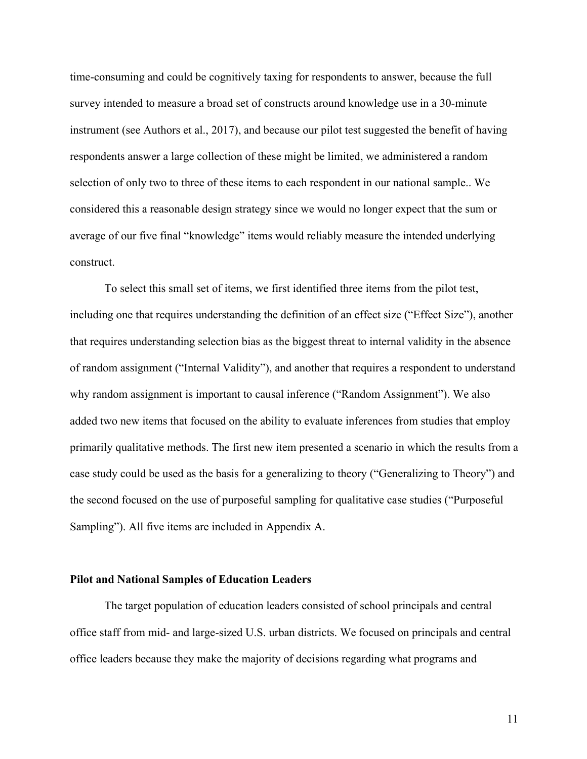time-consuming and could be cognitively taxing for respondents to answer, because the full survey intended to measure a broad set of constructs around knowledge use in a 30-minute instrument (see Authors et al., 2017), and because our pilot test suggested the benefit of having respondents answer a large collection of these might be limited, we administered a random selection of only two to three of these items to each respondent in our national sample.. We considered this a reasonable design strategy since we would no longer expect that the sum or average of our five final "knowledge" items would reliably measure the intended underlying construct.

To select this small set of items, we first identified three items from the pilot test, including one that requires understanding the definition of an effect size ("Effect Size"), another that requires understanding selection bias as the biggest threat to internal validity in the absence of random assignment ("Internal Validity"), and another that requires a respondent to understand why random assignment is important to causal inference ("Random Assignment"). We also added two new items that focused on the ability to evaluate inferences from studies that employ primarily qualitative methods. The first new item presented a scenario in which the results from a case study could be used as the basis for a generalizing to theory ("Generalizing to Theory") and the second focused on the use of purposeful sampling for qualitative case studies ("Purposeful Sampling"). All five items are included in Appendix A.

**Pilot and National Samples of Education Leaders**

The target population of education leaders consisted of school principals and central office staff from mid- and large-sized U.S. urban districts. We focused on principals and central office leaders because they make the majority of decisions regarding what programs and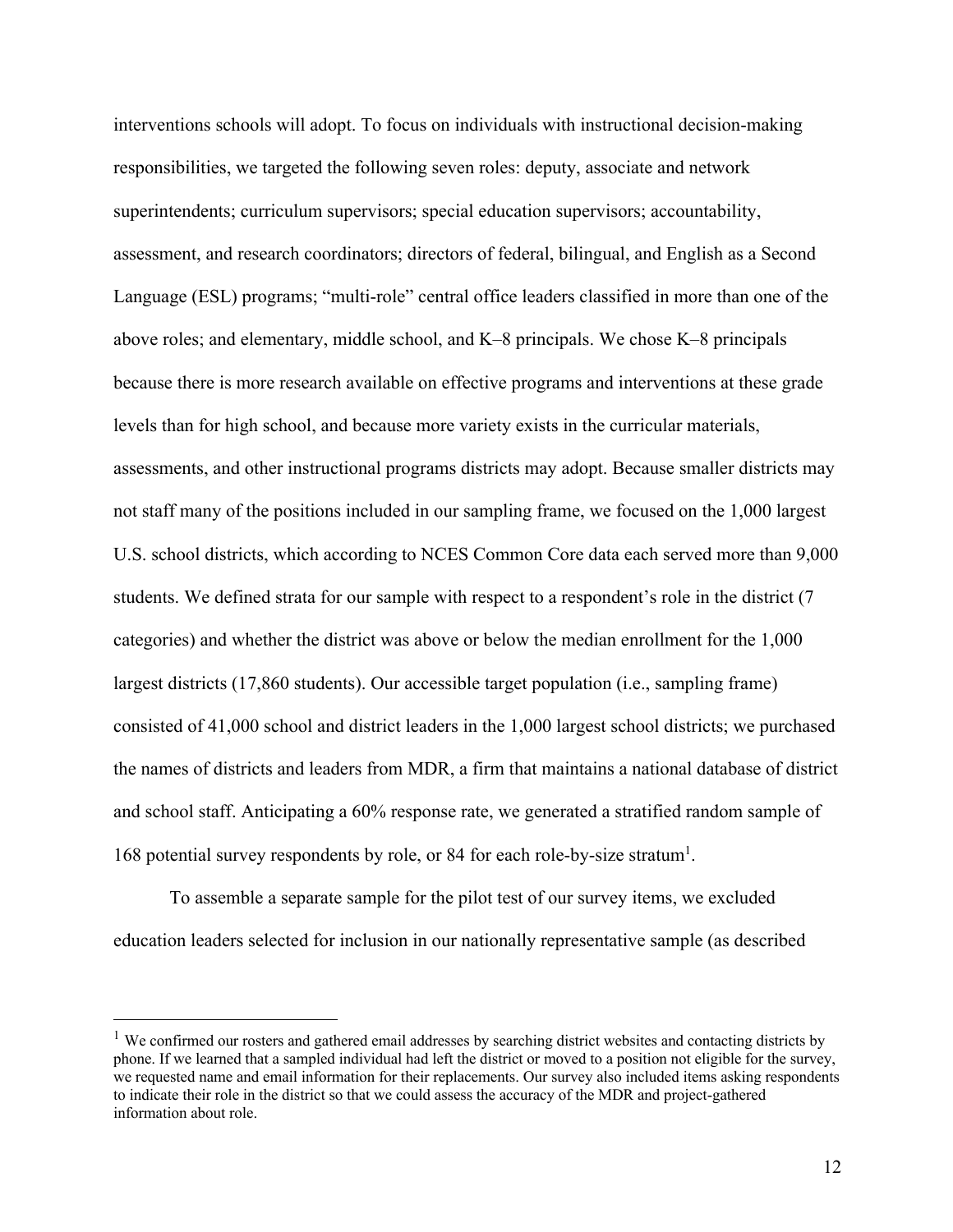interventions schools will adopt. To focus on individuals with instructional decision-making responsibilities, we targeted the following seven roles: deputy, associate and network superintendents; curriculum supervisors; special education supervisors; accountability, assessment, and research coordinators; directors of federal, bilingual, and English as a Second Language (ESL) programs; "multi-role" central office leaders classified in more than one of the above roles; and elementary, middle school, and K–8 principals. We chose K–8 principals because there is more research available on effective programs and interventions at these grade levels than for high school, and because more variety exists in the curricular materials, assessments, and other instructional programs districts may adopt. Because smaller districts may not staff many of the positions included in our sampling frame, we focused on the 1,000 largest U.S. school districts, which according to NCES Common Core data each served more than 9,000 students. We defined strata for our sample with respect to a respondent's role in the district (7 categories) and whether the district was above or below the median enrollment for the 1,000 largest districts (17,860 students). Our accessible target population (i.e., sampling frame) consisted of 41,000 school and district leaders in the 1,000 largest school districts; we purchased the names of districts and leaders from MDR, a firm that maintains a national database of district and school staff. Anticipating a 60% response rate, we generated a stratified random sample of 168 potential survey respondents by role, or 84 for each role-by-size stratum[1].

To assemble a separate sample for the pilot test of our survey items, we excluded education leaders selected for inclusion in our nationally representative sample (as described

[1] We confirmed our rosters and gathered email addresses by searching district websites and contacting districts by phone. If we learned that a sampled individual had left the district or moved to a position not eligible for the survey, we requested name and email information for their replacements. Our survey also included items asking respondents to indicate their role in the district so that we could assess the accuracy of the MDR and project-gathered information about role.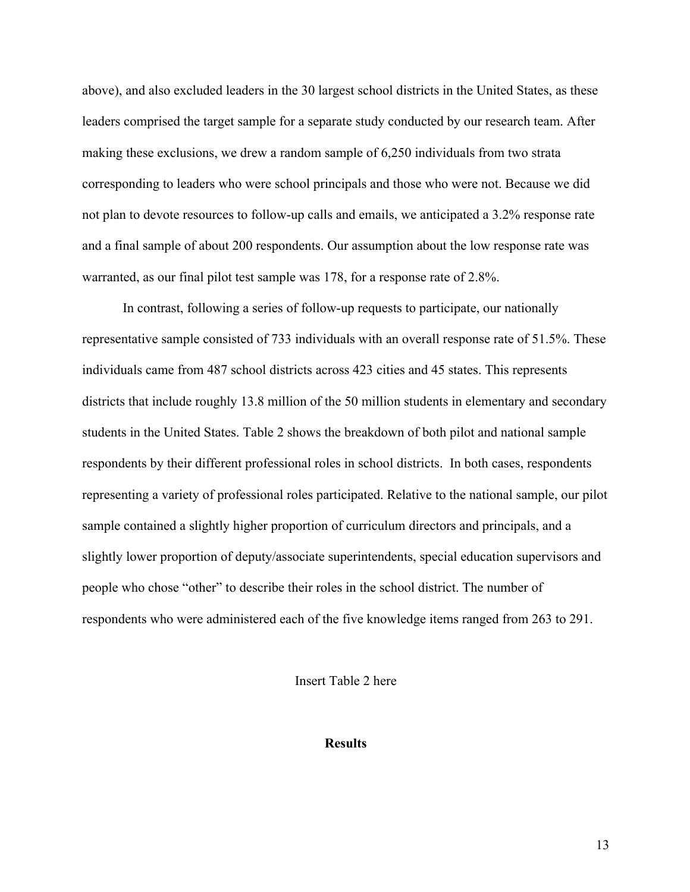above), and also excluded leaders in the 30 largest school districts in the United States, as these leaders comprised the target sample for a separate study conducted by our research team. After making these exclusions, we drew a random sample of 6,250 individuals from two strata corresponding to leaders who were school principals and those who were not. Because we did not plan to devote resources to follow-up calls and emails, we anticipated a 3.2% response rate and a final sample of about 200 respondents. Our assumption about the low response rate was warranted, as our final pilot test sample was 178, for a response rate of 2.8%.

In contrast, following a series of follow-up requests to participate, our nationally representative sample consisted of 733 individuals with an overall response rate of 51.5%. These individuals came from 487 school districts across 423 cities and 45 states. This represents districts that include roughly 13.8 million of the 50 million students in elementary and secondary students in the United States. Table 2 shows the breakdown of both pilot and national sample respondents by their different professional roles in school districts. In both cases, respondents representing a variety of professional roles participated. Relative to the national sample, our pilot sample contained a slightly higher proportion of curriculum directors and principals, and a slightly lower proportion of deputy/associate superintendents, special education supervisors and people who chose "other" to describe their roles in the school district. The number of respondents who were administered each of the five knowledge items ranged from 263 to 291.

Insert Table 2 here

## Results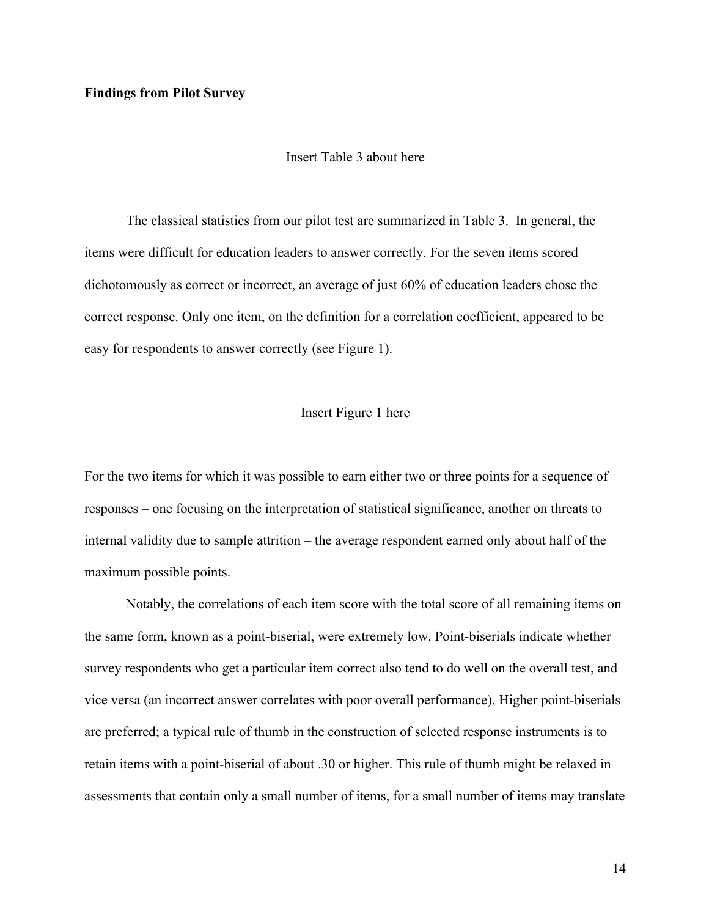**Findings from Pilot Survey**

Insert Table 3 about here

The classical statistics from our pilot test are summarized in Table 3. In general, the items were difficult for education leaders to answer correctly. For the seven items scored dichotomously as correct or incorrect, an average of just 60% of education leaders chose the correct response. Only one item, on the definition for a correlation coefficient, appeared to be easy for respondents to answer correctly (see Figure 1).

Insert Figure 1 here

For the two items for which it was possible to earn either two or three points for a sequence of responses – one focusing on the interpretation of statistical significance, another on threats to internal validity due to sample attrition – the average respondent earned only about half of the maximum possible points.

Notably, the correlations of each item score with the total score of all remaining items on the same form, known as a point-biserial, were extremely low. Point-biserials indicate whether survey respondents who get a particular item correct also tend to do well on the overall test, and vice versa (an incorrect answer correlates with poor overall performance). Higher point-biserials are preferred; a typical rule of thumb in the construction of selected response instruments is to retain items with a point-biserial of about .30 or higher. This rule of thumb might be relaxed in assessments that contain only a small number of items, for a small number of items may translate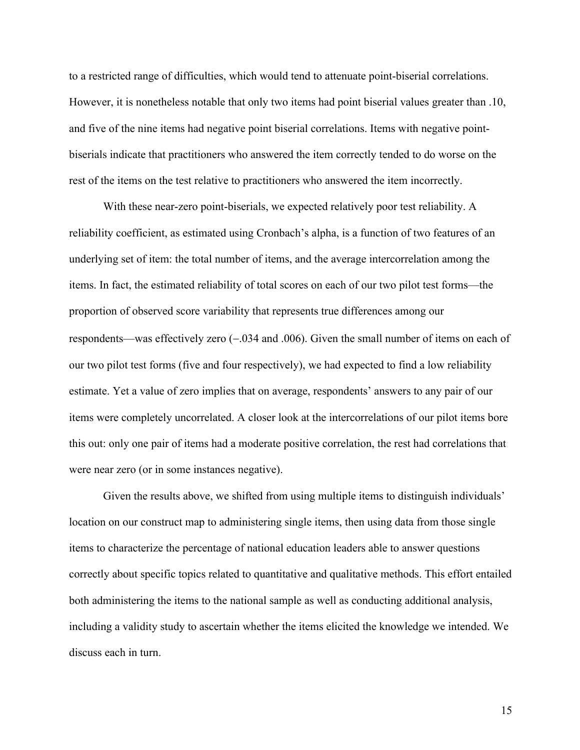to a restricted range of difficulties, which would tend to attenuate point-biserial correlations. However, it is nonetheless notable that only two items had point biserial values greater than .10, and five of the nine items had negative point biserial correlations. Items with negative point-biserials indicate that practitioners who answered the item correctly tended to do worse on the rest of the items on the test relative to practitioners who answered the item incorrectly.

With these near-zero point-biserials, we expected relatively poor test reliability. A reliability coefficient, as estimated using Cronbach's alpha, is a function of two features of an underlying set of item: the total number of items, and the average intercorrelation among the items. In fact, the estimated reliability of total scores on each of our two pilot test forms—the proportion of observed score variability that represents true differences among our respondents—was effectively zero (−.034 and .006). Given the small number of items on each of our two pilot test forms (five and four respectively), we had expected to find a low reliability estimate. Yet a value of zero implies that on average, respondents' answers to any pair of our items were completely uncorrelated. A closer look at the intercorrelations of our pilot items bore this out: only one pair of items had a moderate positive correlation, the rest had correlations that were near zero (or in some instances negative).

Given the results above, we shifted from using multiple items to distinguish individuals' location on our construct map to administering single items, then using data from those single items to characterize the percentage of national education leaders able to answer questions correctly about specific topics related to quantitative and qualitative methods. This effort entailed both administering the items to the national sample as well as conducting additional analysis, including a validity study to ascertain whether the items elicited the knowledge we intended. We discuss each in turn.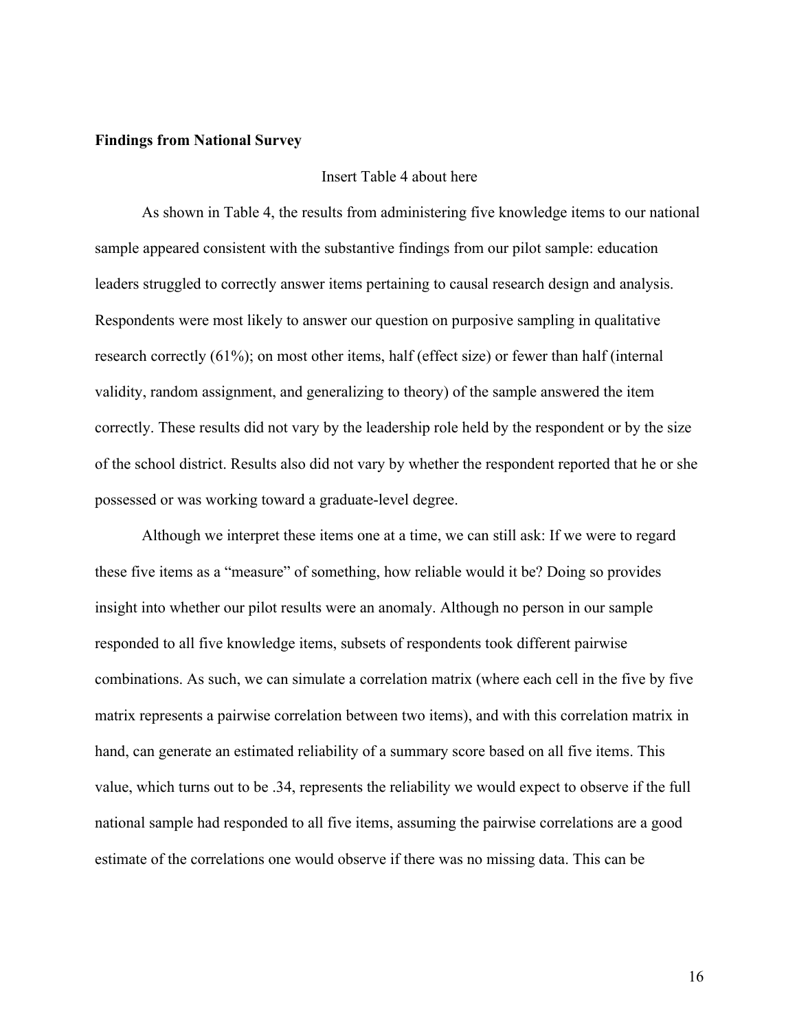**Findings from National Survey**

Insert Table 4 about here

As shown in Table 4, the results from administering five knowledge items to our national sample appeared consistent with the substantive findings from our pilot sample: education leaders struggled to correctly answer items pertaining to causal research design and analysis. Respondents were most likely to answer our question on purposive sampling in qualitative research correctly (61%); on most other items, half (effect size) or fewer than half (internal validity, random assignment, and generalizing to theory) of the sample answered the item correctly. These results did not vary by the leadership role held by the respondent or by the size of the school district. Results also did not vary by whether the respondent reported that he or she possessed or was working toward a graduate-level degree.

Although we interpret these items one at a time, we can still ask: If we were to regard these five items as a "measure" of something, how reliable would it be? Doing so provides insight into whether our pilot results were an anomaly. Although no person in our sample responded to all five knowledge items, subsets of respondents took different pairwise combinations. As such, we can simulate a correlation matrix (where each cell in the five by five matrix represents a pairwise correlation between two items), and with this correlation matrix in hand, can generate an estimated reliability of a summary score based on all five items. This value, which turns out to be .34, represents the reliability we would expect to observe if the full national sample had responded to all five items, assuming the pairwise correlations are a good estimate of the correlations one would observe if there was no missing data. This can be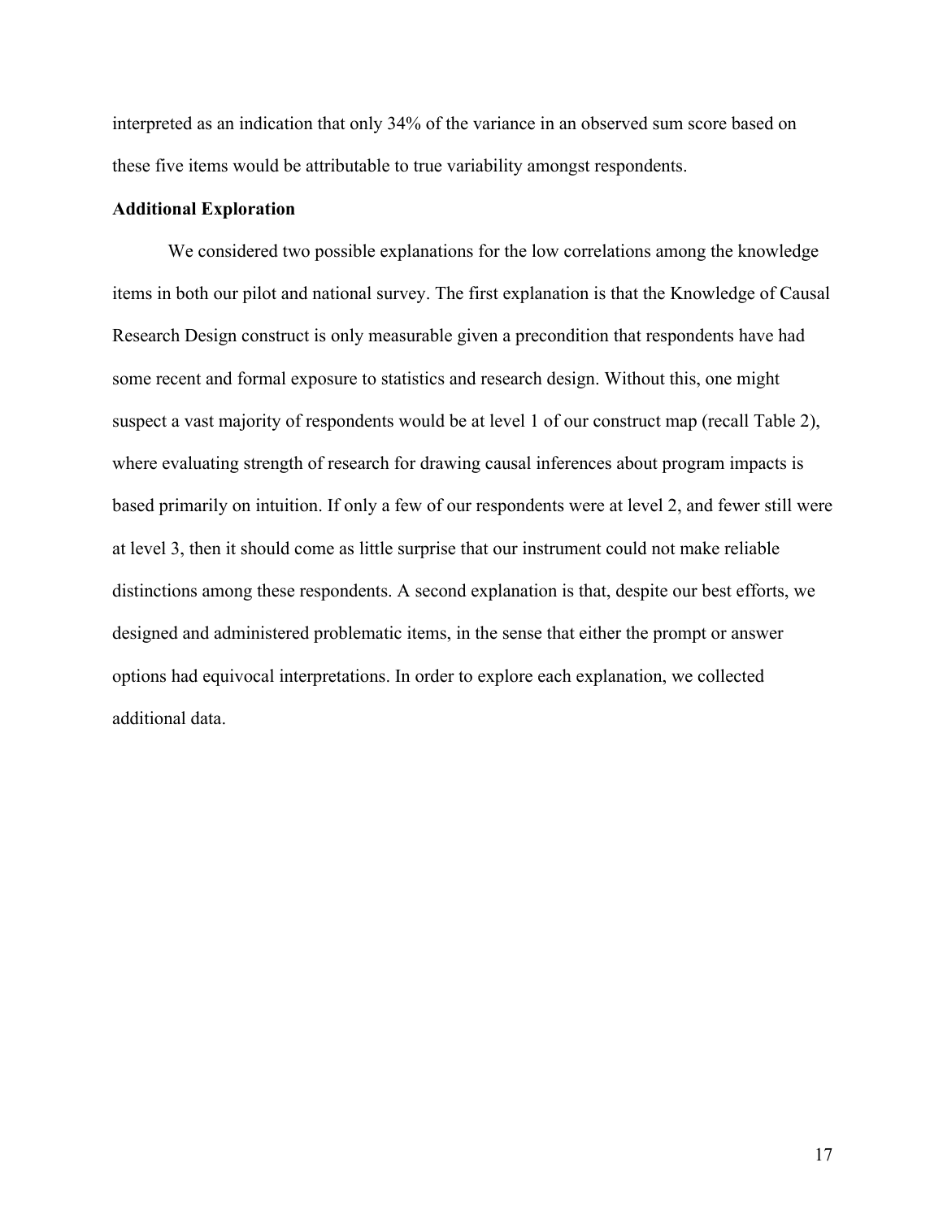interpreted as an indication that only 34% of the variance in an observed sum score based on these five items would be attributable to true variability amongst respondents.

### Additional Exploration

We considered two possible explanations for the low correlations among the knowledge items in both our pilot and national survey. The first explanation is that the Knowledge of Causal Research Design construct is only measurable given a precondition that respondents have had some recent and formal exposure to statistics and research design. Without this, one might suspect a vast majority of respondents would be at level 1 of our construct map (recall Table 2), where evaluating strength of research for drawing causal inferences about program impacts is based primarily on intuition. If only a few of our respondents were at level 2, and fewer still were at level 3, then it should come as little surprise that our instrument could not make reliable distinctions among these respondents. A second explanation is that, despite our best efforts, we designed and administered problematic items, in the sense that either the prompt or answer options had equivocal interpretations. In order to explore each explanation, we collected additional data.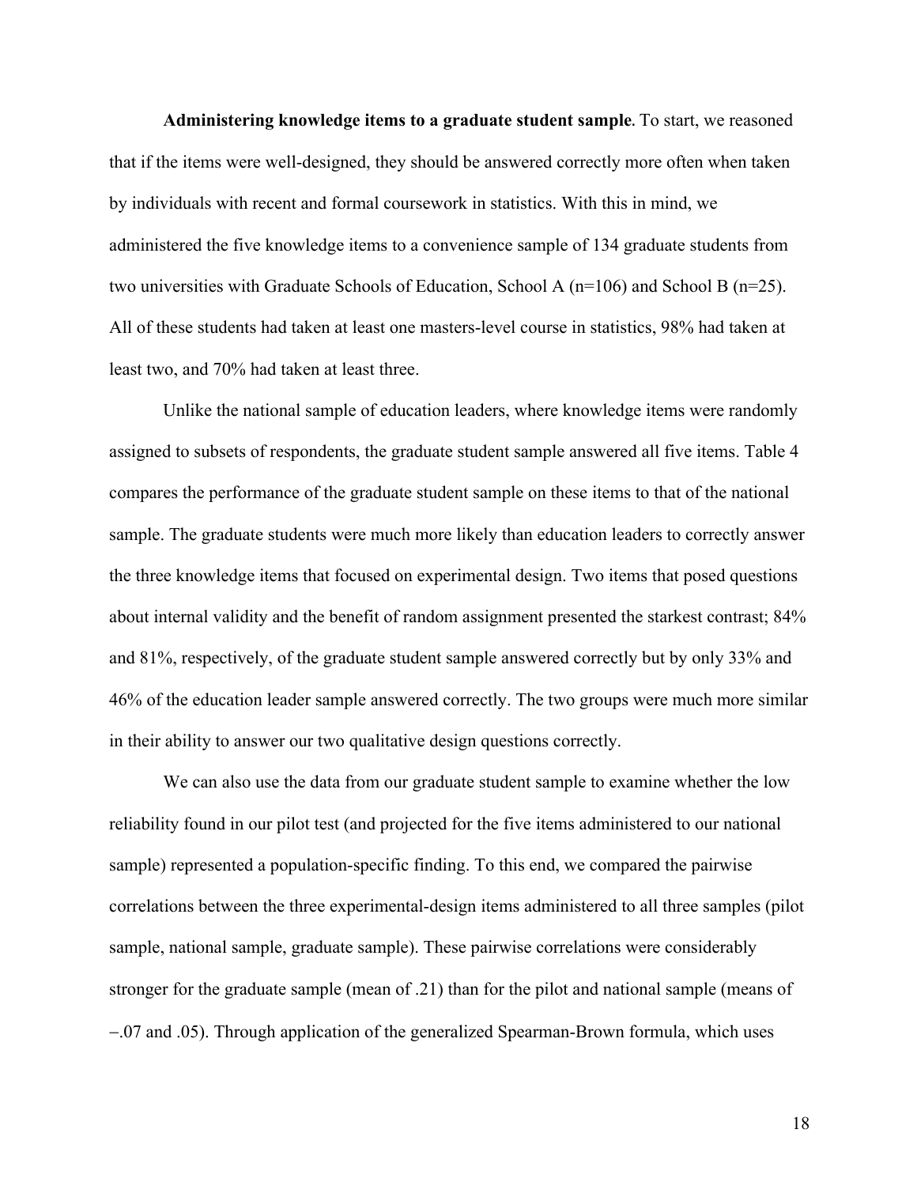**Administering knowledge items to a graduate student sample.** To start, we reasoned that if the items were well-designed, they should be answered correctly more often when taken by individuals with recent and formal coursework in statistics. With this in mind, we administered the five knowledge items to a convenience sample of 134 graduate students from two universities with Graduate Schools of Education, School A (n=106) and School B (n=25). All of these students had taken at least one masters-level course in statistics, 98% had taken at least two, and 70% had taken at least three.

Unlike the national sample of education leaders, where knowledge items were randomly assigned to subsets of respondents, the graduate student sample answered all five items. Table 4 compares the performance of the graduate student sample on these items to that of the national sample. The graduate students were much more likely than education leaders to correctly answer the three knowledge items that focused on experimental design. Two items that posed questions about internal validity and the benefit of random assignment presented the starkest contrast; 84% and 81%, respectively, of the graduate student sample answered correctly but by only 33% and 46% of the education leader sample answered correctly. The two groups were much more similar in their ability to answer our two qualitative design questions correctly.

We can also use the data from our graduate student sample to examine whether the low reliability found in our pilot test (and projected for the five items administered to our national sample) represented a population-specific finding. To this end, we compared the pairwise correlations between the three experimental-design items administered to all three samples (pilot sample, national sample, graduate sample). These pairwise correlations were considerably stronger for the graduate sample (mean of .21) than for the pilot and national sample (means of −.07 and .05). Through application of the generalized Spearman-Brown formula, which uses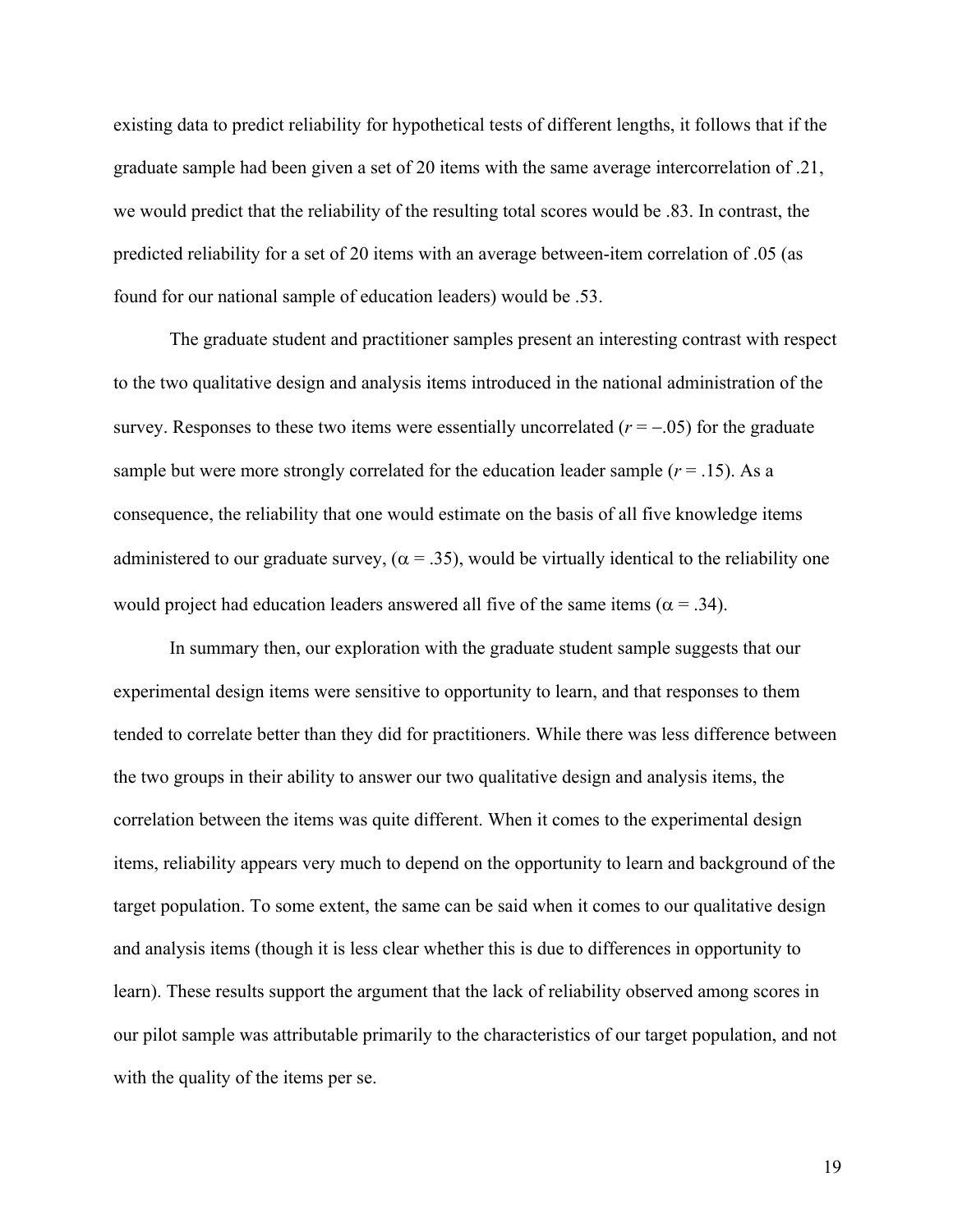existing data to predict reliability for hypothetical tests of different lengths, it follows that if the graduate sample had been given a set of 20 items with the same average intercorrelation of .21, we would predict that the reliability of the resulting total scores would be .83. In contrast, the predicted reliability for a set of 20 items with an average between-item correlation of .05 (as found for our national sample of education leaders) would be .53.

The graduate student and practitioner samples present an interesting contrast with respect to the two qualitative design and analysis items introduced in the national administration of the survey. Responses to these two items were essentially uncorrelated ($r = -.05$) for the graduate sample but were more strongly correlated for the education leader sample ($r = .15$). As a consequence, the reliability that one would estimate on the basis of all five knowledge items administered to our graduate survey, ($\alpha = .35$), would be virtually identical to the reliability one would project had education leaders answered all five of the same items ($\alpha = .34$).

In summary then, our exploration with the graduate student sample suggests that our experimental design items were sensitive to opportunity to learn, and that responses to them tended to correlate better than they did for practitioners. While there was less difference between the two groups in their ability to answer our two qualitative design and analysis items, the correlation between the items was quite different. When it comes to the experimental design items, reliability appears very much to depend on the opportunity to learn and background of the target population. To some extent, the same can be said when it comes to our qualitative design and analysis items (though it is less clear whether this is due to differences in opportunity to learn). These results support the argument that the lack of reliability observed among scores in our pilot sample was attributable primarily to the characteristics of our target population, and not with the quality of the items per se.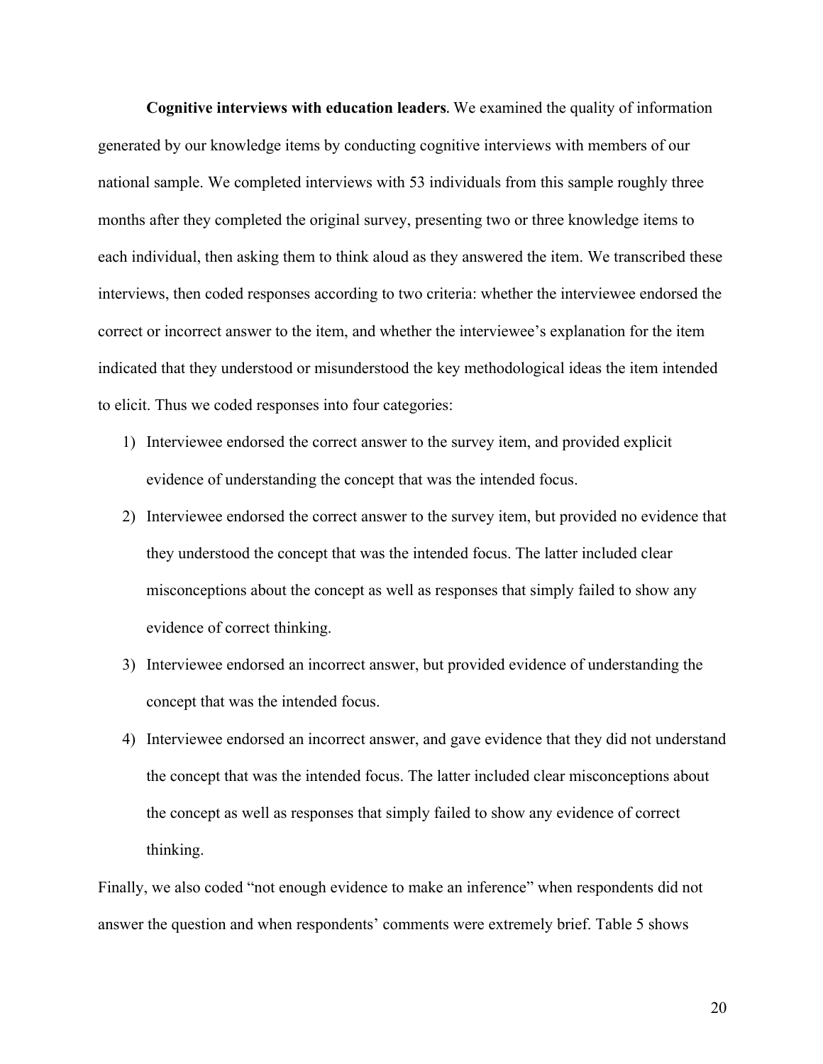**Cognitive interviews with education leaders**. We examined the quality of information generated by our knowledge items by conducting cognitive interviews with members of our national sample. We completed interviews with 53 individuals from this sample roughly three months after they completed the original survey, presenting two or three knowledge items to each individual, then asking them to think aloud as they answered the item. We transcribed these interviews, then coded responses according to two criteria: whether the interviewee endorsed the correct or incorrect answer to the item, and whether the interviewee's explanation for the item indicated that they understood or misunderstood the key methodological ideas the item intended to elicit. Thus we coded responses into four categories:

1) Interviewee endorsed the correct answer to the survey item, and provided explicit evidence of understanding the concept that was the intended focus.
2) Interviewee endorsed the correct answer to the survey item, but provided no evidence that they understood the concept that was the intended focus. The latter included clear misconceptions about the concept as well as responses that simply failed to show any evidence of correct thinking.
3) Interviewee endorsed an incorrect answer, but provided evidence of understanding the concept that was the intended focus.
4) Interviewee endorsed an incorrect answer, and gave evidence that they did not understand the concept that was the intended focus. The latter included clear misconceptions about the concept as well as responses that simply failed to show any evidence of correct thinking.

Finally, we also coded "not enough evidence to make an inference" when respondents did not answer the question and when respondents' comments were extremely brief. Table 5 shows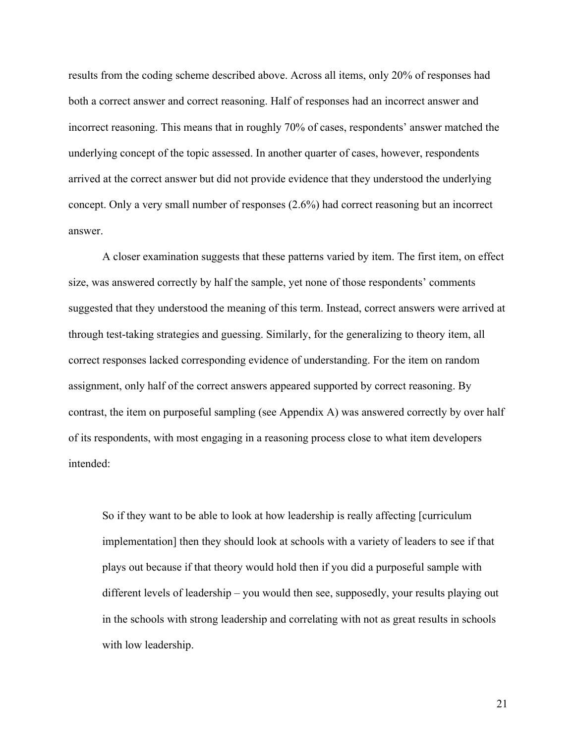results from the coding scheme described above. Across all items, only 20% of responses had both a correct answer and correct reasoning. Half of responses had an incorrect answer and incorrect reasoning. This means that in roughly 70% of cases, respondents' answer matched the underlying concept of the topic assessed. In another quarter of cases, however, respondents arrived at the correct answer but did not provide evidence that they understood the underlying concept. Only a very small number of responses (2.6%) had correct reasoning but an incorrect answer.

A closer examination suggests that these patterns varied by item. The first item, on effect size, was answered correctly by half the sample, yet none of those respondents' comments suggested that they understood the meaning of this term. Instead, correct answers were arrived at through test-taking strategies and guessing. Similarly, for the generalizing to theory item, all correct responses lacked corresponding evidence of understanding. For the item on random assignment, only half of the correct answers appeared supported by correct reasoning. By contrast, the item on purposeful sampling (see Appendix A) was answered correctly by over half of its respondents, with most engaging in a reasoning process close to what item developers intended:

> So if they want to be able to look at how leadership is really affecting [curriculum implementation] then they should look at schools with a variety of leaders to see if that plays out because if that theory would hold then if you did a purposeful sample with different levels of leadership – you would then see, supposedly, your results playing out in the schools with strong leadership and correlating with not as great results in schools with low leadership.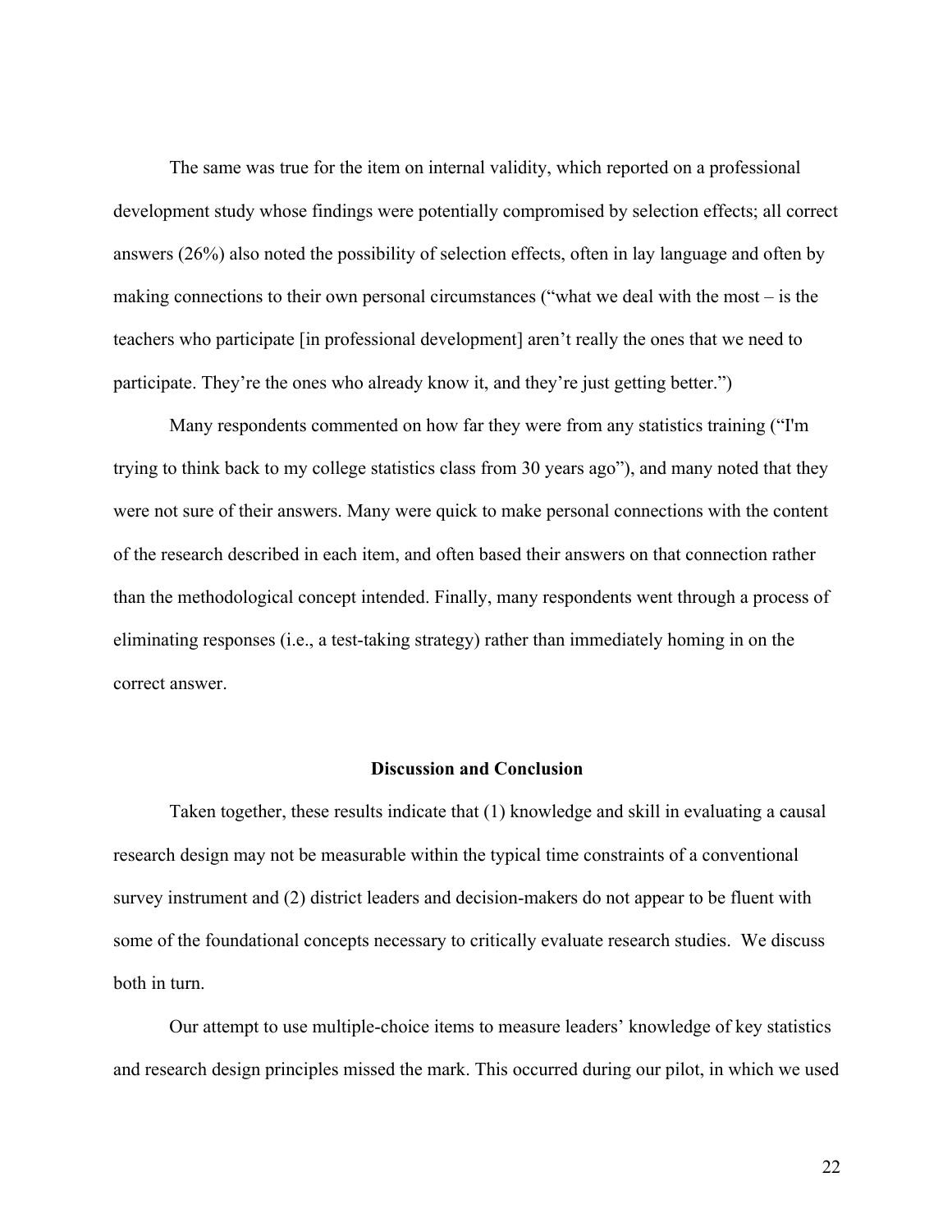The same was true for the item on internal validity, which reported on a professional development study whose findings were potentially compromised by selection effects; all correct answers (26%) also noted the possibility of selection effects, often in lay language and often by making connections to their own personal circumstances ("what we deal with the most – is the teachers who participate [in professional development] aren't really the ones that we need to participate. They're the ones who already know it, and they're just getting better.")

Many respondents commented on how far they were from any statistics training ("I'm trying to think back to my college statistics class from 30 years ago"), and many noted that they were not sure of their answers. Many were quick to make personal connections with the content of the research described in each item, and often based their answers on that connection rather than the methodological concept intended. Finally, many respondents went through a process of eliminating responses (i.e., a test-taking strategy) rather than immediately homing in on the correct answer.

## Discussion and Conclusion

Taken together, these results indicate that (1) knowledge and skill in evaluating a causal research design may not be measurable within the typical time constraints of a conventional survey instrument and (2) district leaders and decision-makers do not appear to be fluent with some of the foundational concepts necessary to critically evaluate research studies. We discuss both in turn.

Our attempt to use multiple-choice items to measure leaders' knowledge of key statistics and research design principles missed the mark. This occurred during our pilot, in which we used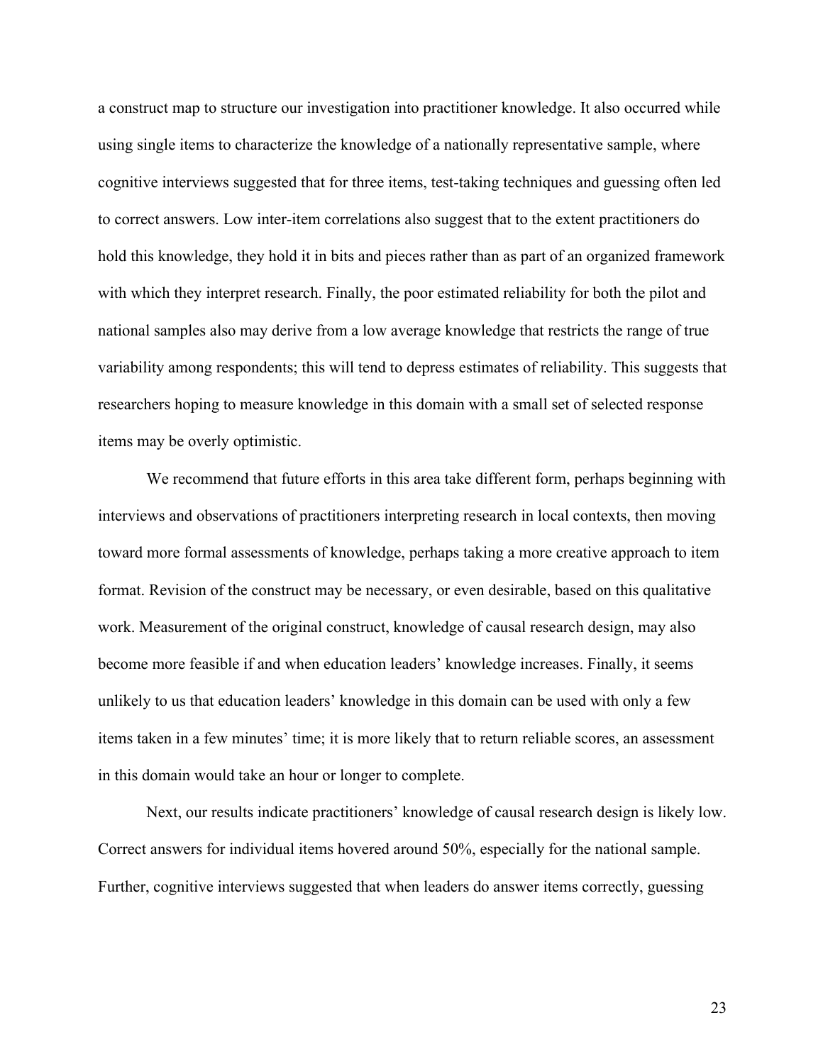a construct map to structure our investigation into practitioner knowledge. It also occurred while using single items to characterize the knowledge of a nationally representative sample, where cognitive interviews suggested that for three items, test-taking techniques and guessing often led to correct answers. Low inter-item correlations also suggest that to the extent practitioners do hold this knowledge, they hold it in bits and pieces rather than as part of an organized framework with which they interpret research. Finally, the poor estimated reliability for both the pilot and national samples also may derive from a low average knowledge that restricts the range of true variability among respondents; this will tend to depress estimates of reliability. This suggests that researchers hoping to measure knowledge in this domain with a small set of selected response items may be overly optimistic.

We recommend that future efforts in this area take different form, perhaps beginning with interviews and observations of practitioners interpreting research in local contexts, then moving toward more formal assessments of knowledge, perhaps taking a more creative approach to item format. Revision of the construct may be necessary, or even desirable, based on this qualitative work. Measurement of the original construct, knowledge of causal research design, may also become more feasible if and when education leaders' knowledge increases. Finally, it seems unlikely to us that education leaders' knowledge in this domain can be used with only a few items taken in a few minutes' time; it is more likely that to return reliable scores, an assessment in this domain would take an hour or longer to complete.

Next, our results indicate practitioners' knowledge of causal research design is likely low. Correct answers for individual items hovered around 50%, especially for the national sample. Further, cognitive interviews suggested that when leaders do answer items correctly, guessing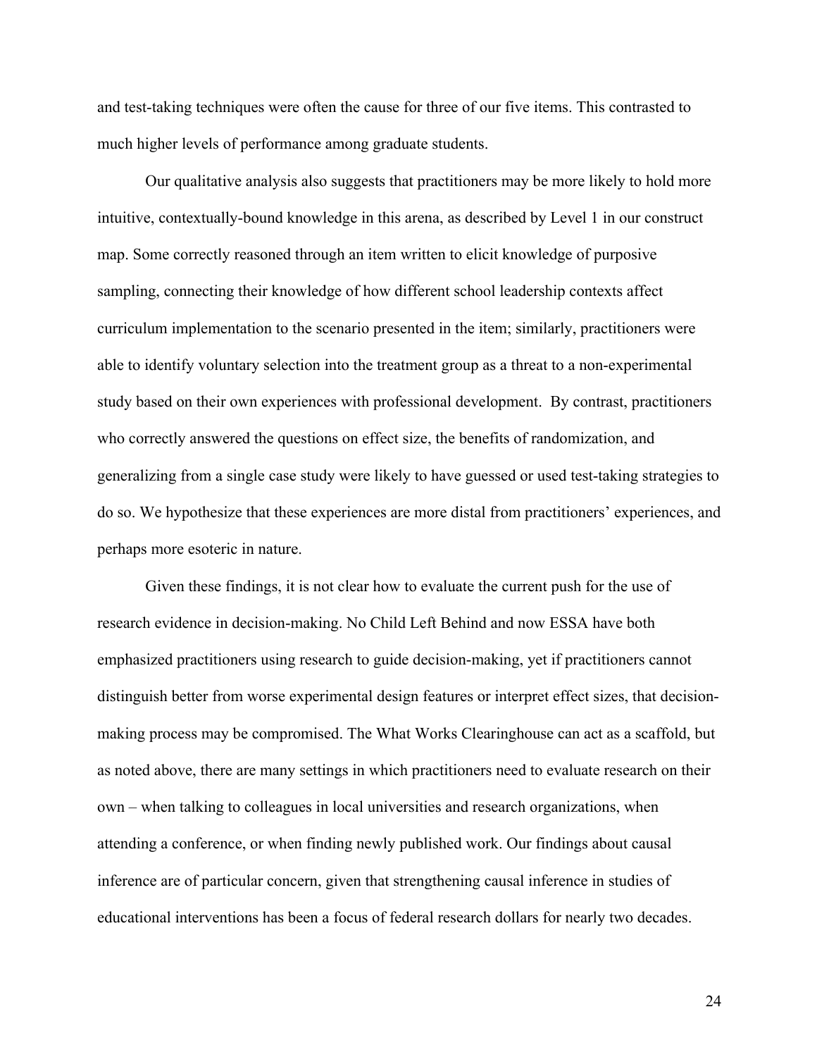and test-taking techniques were often the cause for three of our five items. This contrasted to much higher levels of performance among graduate students.

Our qualitative analysis also suggests that practitioners may be more likely to hold more intuitive, contextually-bound knowledge in this arena, as described by Level 1 in our construct map. Some correctly reasoned through an item written to elicit knowledge of purposive sampling, connecting their knowledge of how different school leadership contexts affect curriculum implementation to the scenario presented in the item; similarly, practitioners were able to identify voluntary selection into the treatment group as a threat to a non-experimental study based on their own experiences with professional development. By contrast, practitioners who correctly answered the questions on effect size, the benefits of randomization, and generalizing from a single case study were likely to have guessed or used test-taking strategies to do so. We hypothesize that these experiences are more distal from practitioners' experiences, and perhaps more esoteric in nature.

Given these findings, it is not clear how to evaluate the current push for the use of research evidence in decision-making. No Child Left Behind and now ESSA have both emphasized practitioners using research to guide decision-making, yet if practitioners cannot distinguish better from worse experimental design features or interpret effect sizes, that decision-making process may be compromised. The What Works Clearinghouse can act as a scaffold, but as noted above, there are many settings in which practitioners need to evaluate research on their own – when talking to colleagues in local universities and research organizations, when attending a conference, or when finding newly published work. Our findings about causal inference are of particular concern, given that strengthening causal inference in studies of educational interventions has been a focus of federal research dollars for nearly two decades.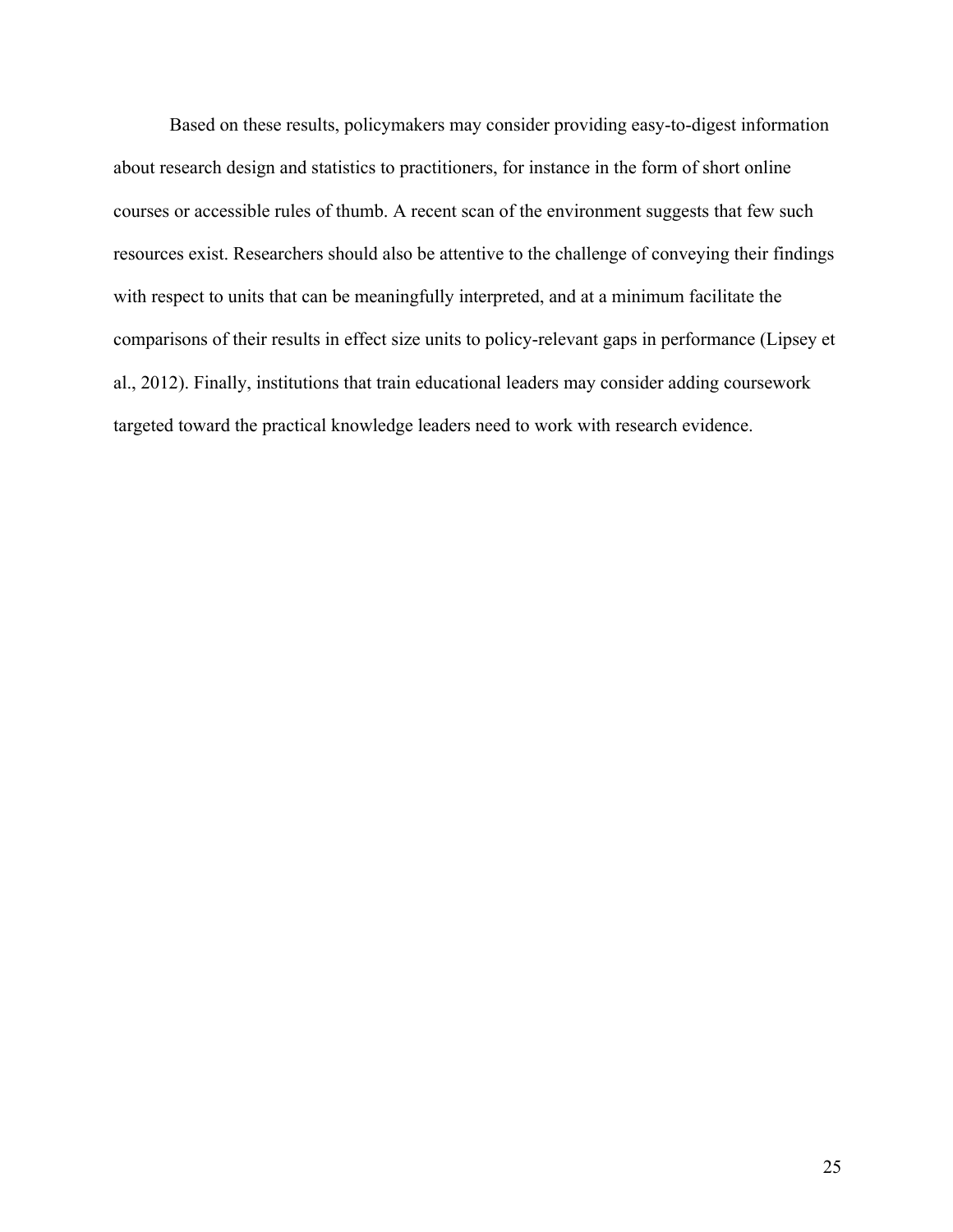Based on these results, policymakers may consider providing easy-to-digest information about research design and statistics to practitioners, for instance in the form of short online courses or accessible rules of thumb. A recent scan of the environment suggests that few such resources exist. Researchers should also be attentive to the challenge of conveying their findings with respect to units that can be meaningfully interpreted, and at a minimum facilitate the comparisons of their results in effect size units to policy-relevant gaps in performance (Lipsey et al., 2012). Finally, institutions that train educational leaders may consider adding coursework targeted toward the practical knowledge leaders need to work with research evidence.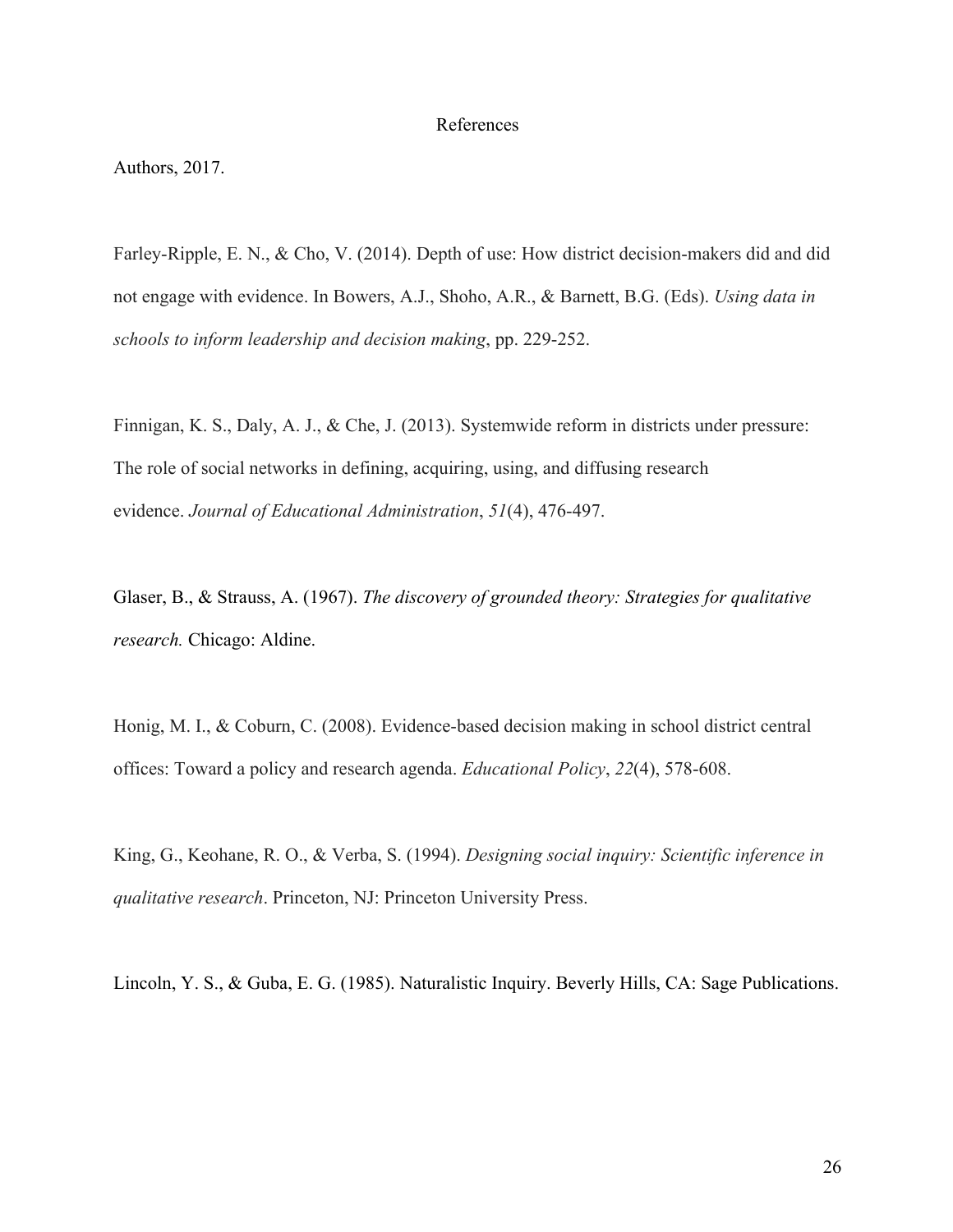# References

Authors, 2017.

Farley-Ripple, E. N., & Cho, V. (2014). Depth of use: How district decision-makers did and did not engage with evidence. In Bowers, A.J., Shoho, A.R., & Barnett, B.G. (Eds). *Using data in schools to inform leadership and decision making*, pp. 229-252.

Finnigan, K. S., Daly, A. J., & Che, J. (2013). Systemwide reform in districts under pressure: The role of social networks in defining, acquiring, using, and diffusing research evidence. *Journal of Educational Administration*, *51*(4), 476-497.

Glaser, B., & Strauss, A. (1967). *The discovery of grounded theory: Strategies for qualitative research.* Chicago: Aldine.

Honig, M. I., & Coburn, C. (2008). Evidence-based decision making in school district central offices: Toward a policy and research agenda. *Educational Policy*, *22*(4), 578-608.

King, G., Keohane, R. O., & Verba, S. (1994). *Designing social inquiry: Scientific inference in qualitative research*. Princeton, NJ: Princeton University Press.

Lincoln, Y. S., & Guba, E. G. (1985). Naturalistic Inquiry. Beverly Hills, CA: Sage Publications.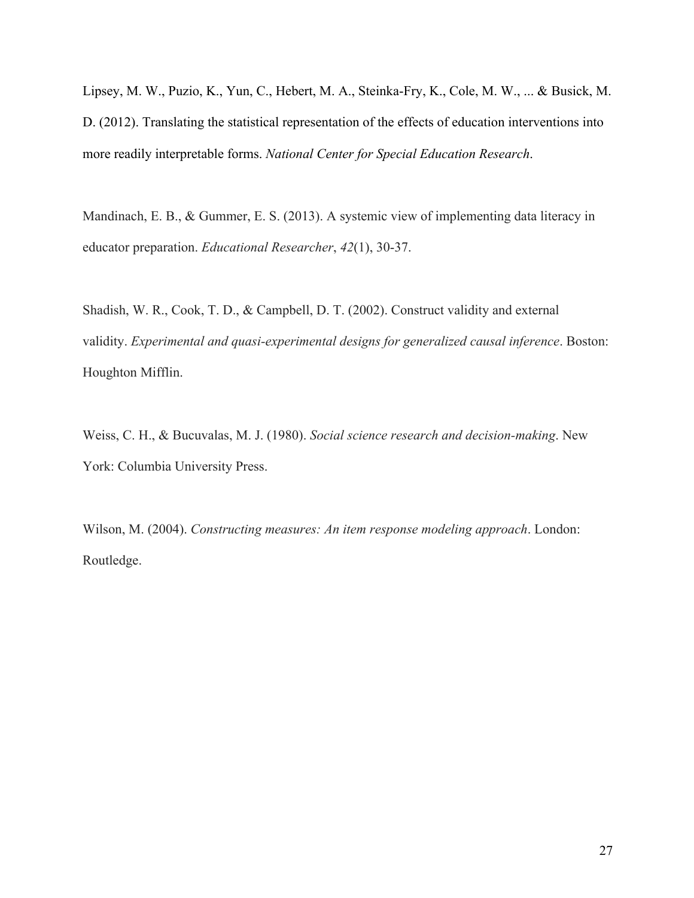Lipsey, M. W., Puzio, K., Yun, C., Hebert, M. A., Steinka-Fry, K., Cole, M. W., ... & Busick, M. D. (2012). Translating the statistical representation of the effects of education interventions into more readily interpretable forms. *National Center for Special Education Research*.

Mandinach, E. B., & Gummer, E. S. (2013). A systemic view of implementing data literacy in educator preparation. *Educational Researcher*, *42*(1), 30-37.

Shadish, W. R., Cook, T. D., & Campbell, D. T. (2002). Construct validity and external validity. *Experimental and quasi-experimental designs for generalized causal inference*. Boston: Houghton Mifflin.

Weiss, C. H., & Bucuvalas, M. J. (1980). *Social science research and decision-making*. New York: Columbia University Press.

Wilson, M. (2004). *Constructing measures: An item response modeling approach*. London: Routledge.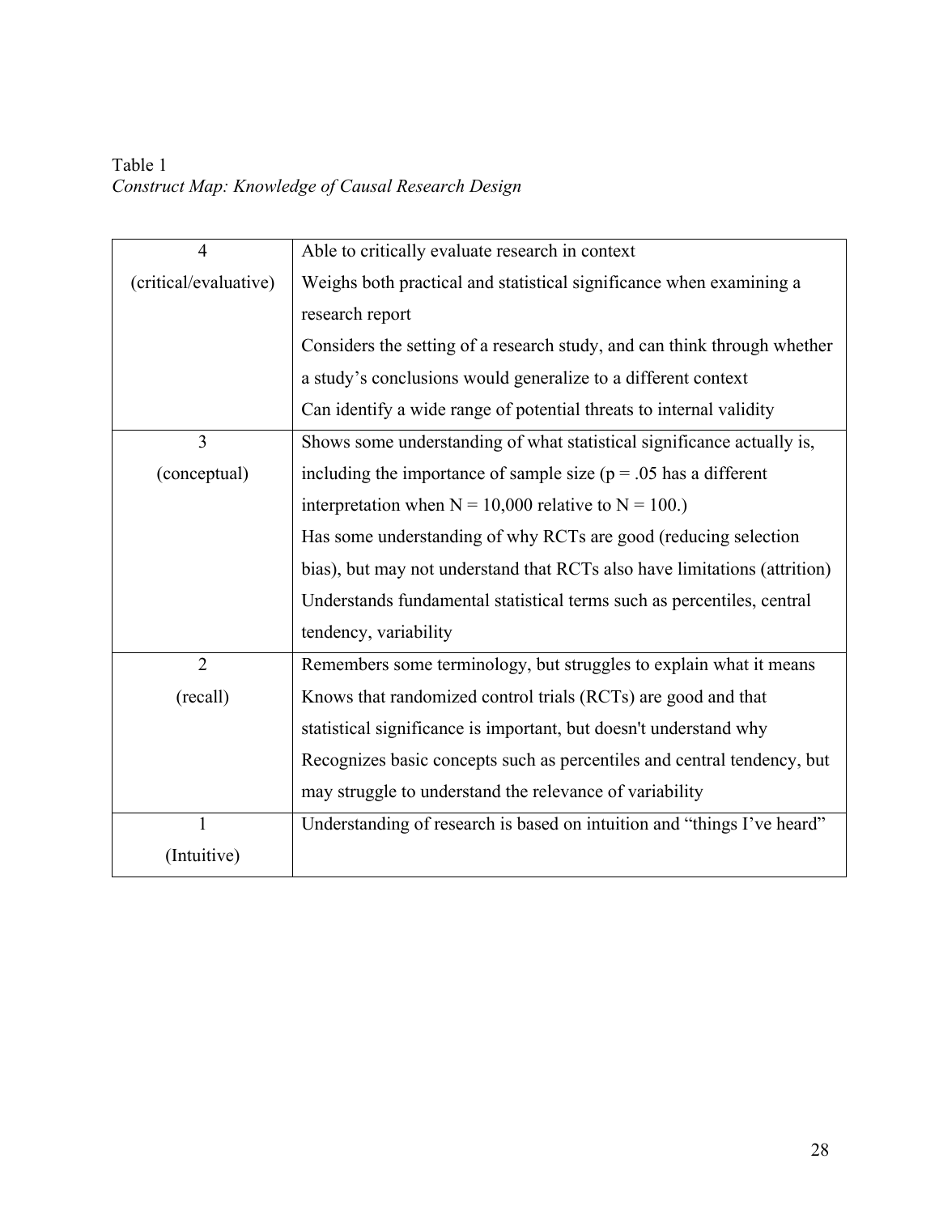Table 1

*Construct Map: Knowledge of Causal Research Design*

| Level | Description |
|---|---|
| 4 (critical/evaluative) | Able to critically evaluate research in context<br>Weighs both practical and statistical significance when examining a research report<br>Considers the setting of a research study, and can think through whether a study's conclusions would generalize to a different context<br>Can identify a wide range of potential threats to internal validity |
| 3 (conceptual) | Shows some understanding of what statistical significance actually is, including the importance of sample size ($p = .05$ has a different interpretation when $N = 10{,}000$ relative to $N = 100$.)<br>Has some understanding of why RCTs are good (reducing selection bias), but may not understand that RCTs also have limitations (attrition)<br>Understands fundamental statistical terms such as percentiles, central tendency, variability |
| 2 (recall) | Remembers some terminology, but struggles to explain what it means<br>Knows that randomized control trials (RCTs) are good and that statistical significance is important, but doesn't understand why<br>Recognizes basic concepts such as percentiles and central tendency, but may struggle to understand the relevance of variability |
| 1 (Intuitive) | Understanding of research is based on intuition and "things I've heard" |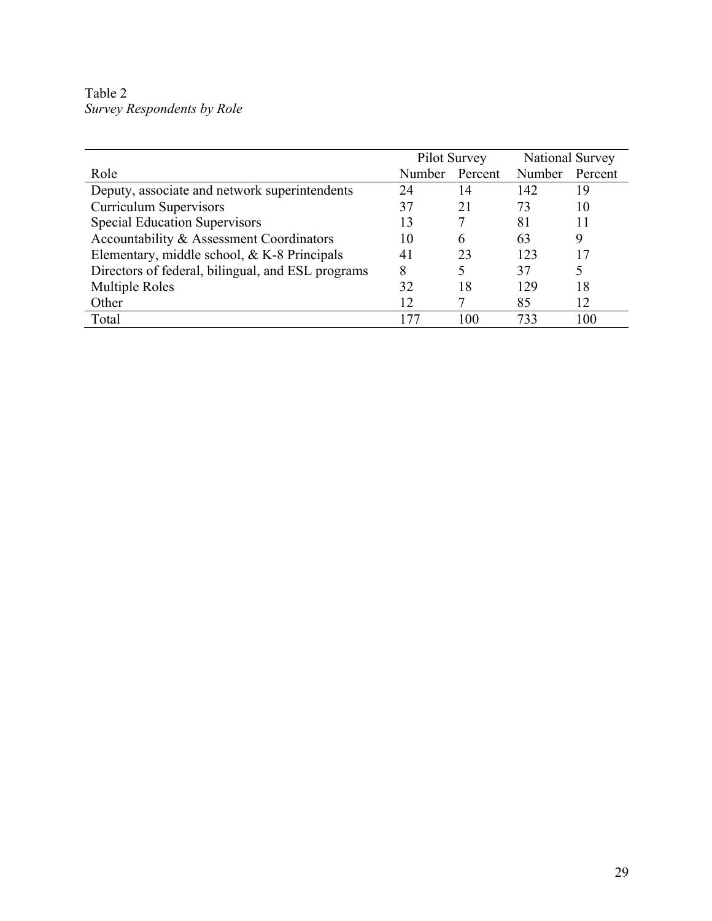Table 2
*Survey Respondents by Role*

| | Pilot Survey | | National Survey | |
|---|---|---|---|---|
| Role | Number | Percent | Number | Percent |
| Deputy, associate and network superintendents | 24 | 14 | 142 | 19 |
| Curriculum Supervisors | 37 | 21 | 73 | 10 |
| Special Education Supervisors | 13 | 7 | 81 | 11 |
| Accountability & Assessment Coordinators | 10 | 6 | 63 | 9 |
| Elementary, middle school, & K-8 Principals | 41 | 23 | 123 | 17 |
| Directors of federal, bilingual, and ESL programs | 8 | 5 | 37 | 5 |
| Multiple Roles | 32 | 18 | 129 | 18 |
| Other | 12 | 7 | 85 | 12 |
| Total | 177 | 100 | 733 | 100 |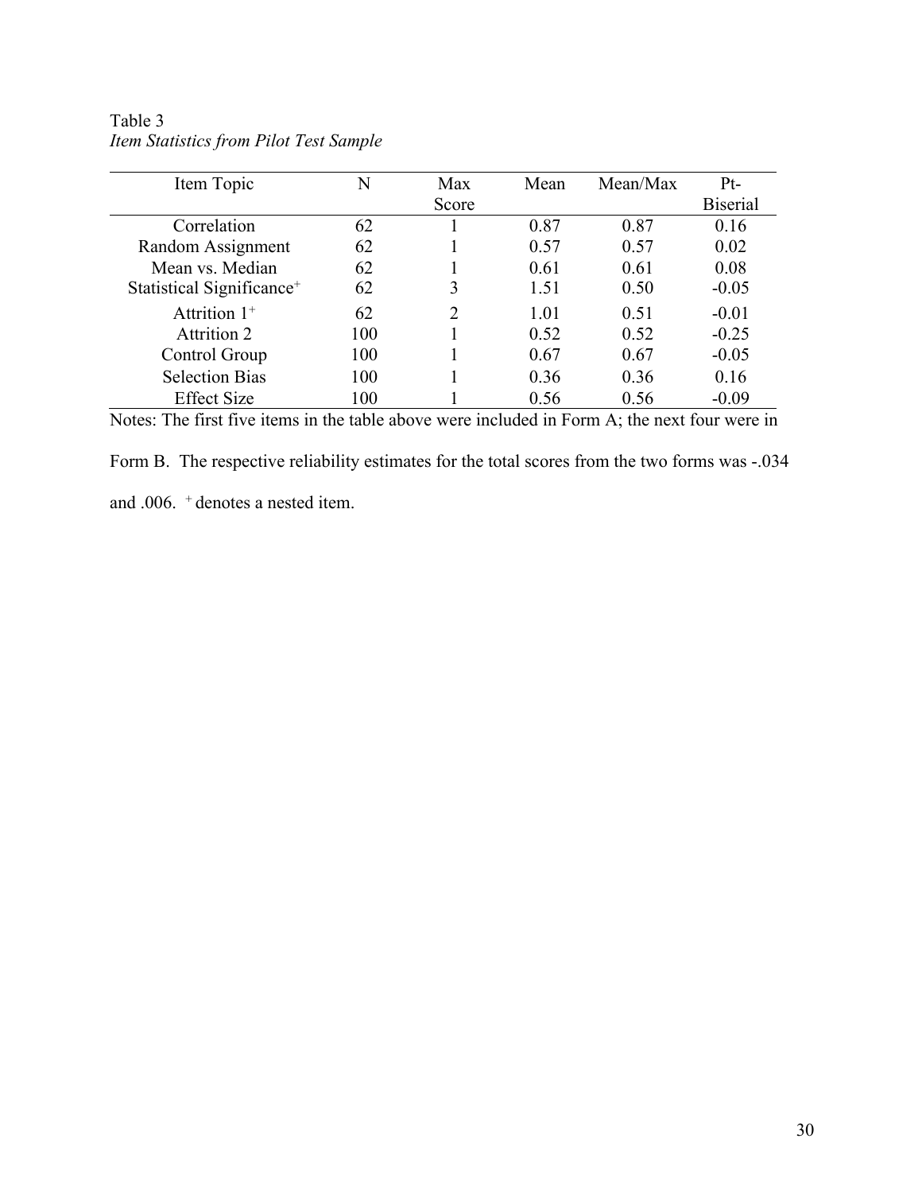Table 3

*Item Statistics from Pilot Test Sample*

| Item Topic | N | Max Score | Mean | Mean/Max | Pt-Biserial |
|---|---|---|---|---|---|
| Correlation | 62 | 1 | 0.87 | 0.87 | 0.16 |
| Random Assignment | 62 | 1 | 0.57 | 0.57 | 0.02 |
| Mean vs. Median | 62 | 1 | 0.61 | 0.61 | 0.08 |
| Statistical Significance⁺ | 62 | 3 | 1.51 | 0.50 | -0.05 |
| Attrition 1⁺ | 62 | 2 | 1.01 | 0.51 | -0.01 |
| Attrition 2 | 100 | 1 | 0.52 | 0.52 | -0.25 |
| Control Group | 100 | 1 | 0.67 | 0.67 | -0.05 |
| Selection Bias | 100 | 1 | 0.36 | 0.36 | 0.16 |
| Effect Size | 100 | 1 | 0.56 | 0.56 | -0.09 |

Notes: The first five items in the table above were included in Form A; the next four were in Form B. The respective reliability estimates for the total scores from the two forms was -.034 and .006. ⁺ denotes a nested item.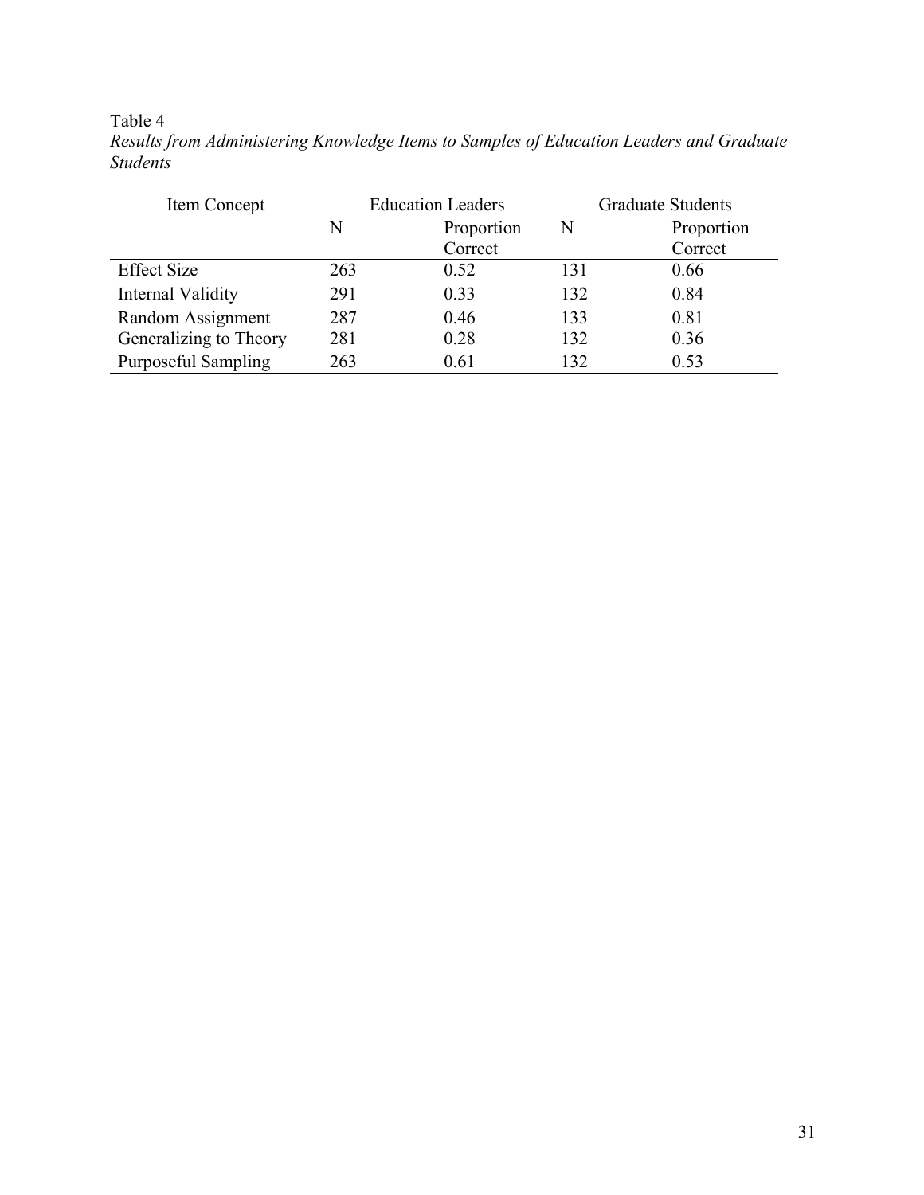Table 4

*Results from Administering Knowledge Items to Samples of Education Leaders and Graduate Students*

| Item Concept | Education Leaders | | Graduate Students | |
|---|---|---|---|---|
| | N | Proportion Correct | N | Proportion Correct |
| Effect Size | 263 | 0.52 | 131 | 0.66 |
| Internal Validity | 291 | 0.33 | 132 | 0.84 |
| Random Assignment | 287 | 0.46 | 133 | 0.81 |
| Generalizing to Theory | 281 | 0.28 | 132 | 0.36 |
| Purposeful Sampling | 263 | 0.61 | 132 | 0.53 |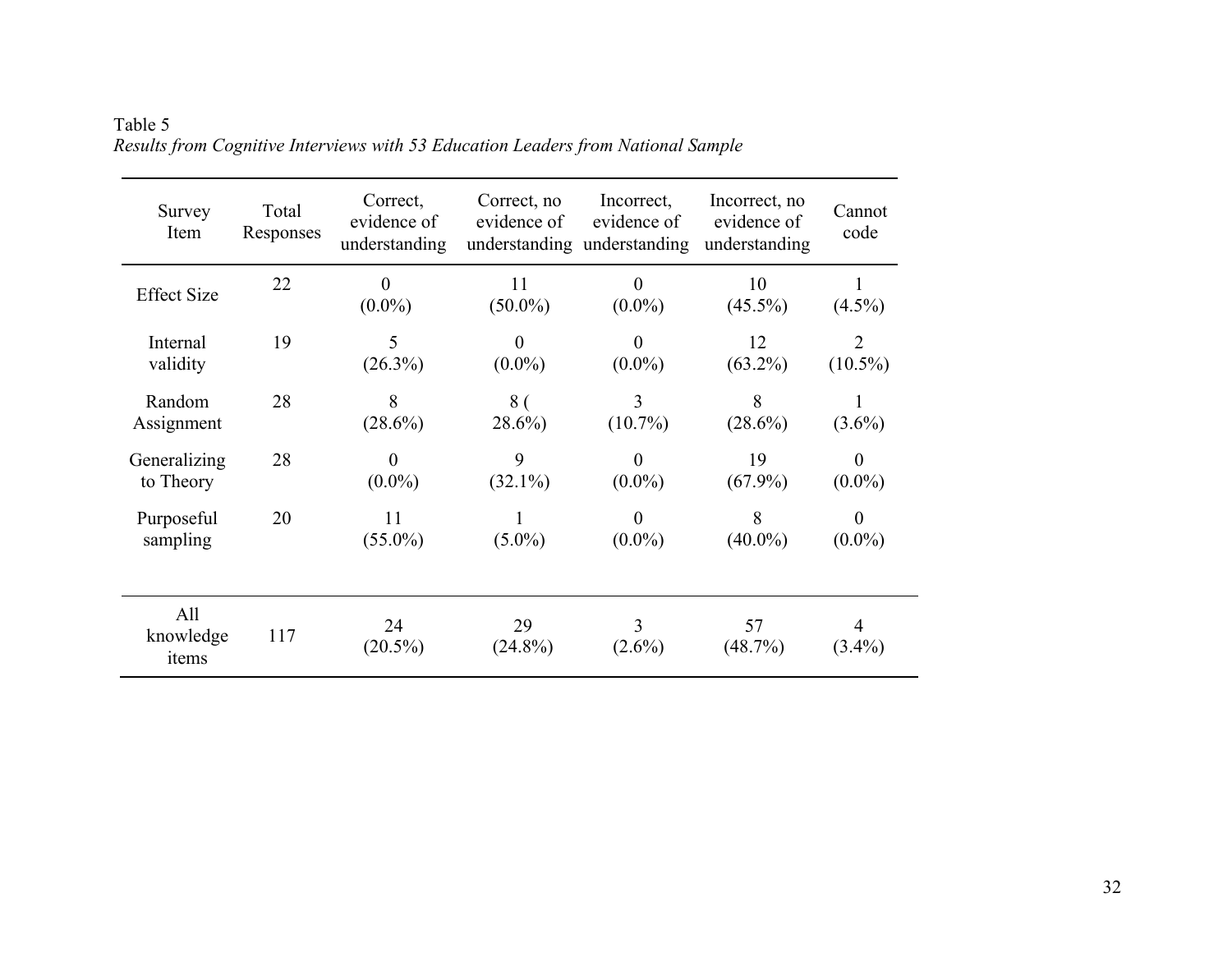Table 5

*Results from Cognitive Interviews with 53 Education Leaders from National Sample*

| Survey Item | Total Responses | Correct, evidence of understanding | Correct, no evidence of understanding | Incorrect, evidence of understanding | Incorrect, no evidence of understanding | Cannot code |
|---|---|---|---|---|---|---|
| Effect Size | 22 | 0 (0.0%) | 11 (50.0%) | 0 (0.0%) | 10 (45.5%) | 1 (4.5%) |
| Internal validity | 19 | 5 (26.3%) | 0 (0.0%) | 0 (0.0%) | 12 (63.2%) | 2 (10.5%) |
| Random Assignment | 28 | 8 (28.6%) | 8 ( 28.6%) | 3 (10.7%) | 8 (28.6%) | 1 (3.6%) |
| Generalizing to Theory | 28 | 0 (0.0%) | 9 (32.1%) | 0 (0.0%) | 19 (67.9%) | 0 (0.0%) |
| Purposeful sampling | 20 | 11 (55.0%) | 1 (5.0%) | 0 (0.0%) | 8 (40.0%) | 0 (0.0%) |
| All knowledge items | 117 | 24 (20.5%) | 29 (24.8%) | 3 (2.6%) | 57 (48.7%) | 4 (3.4%) |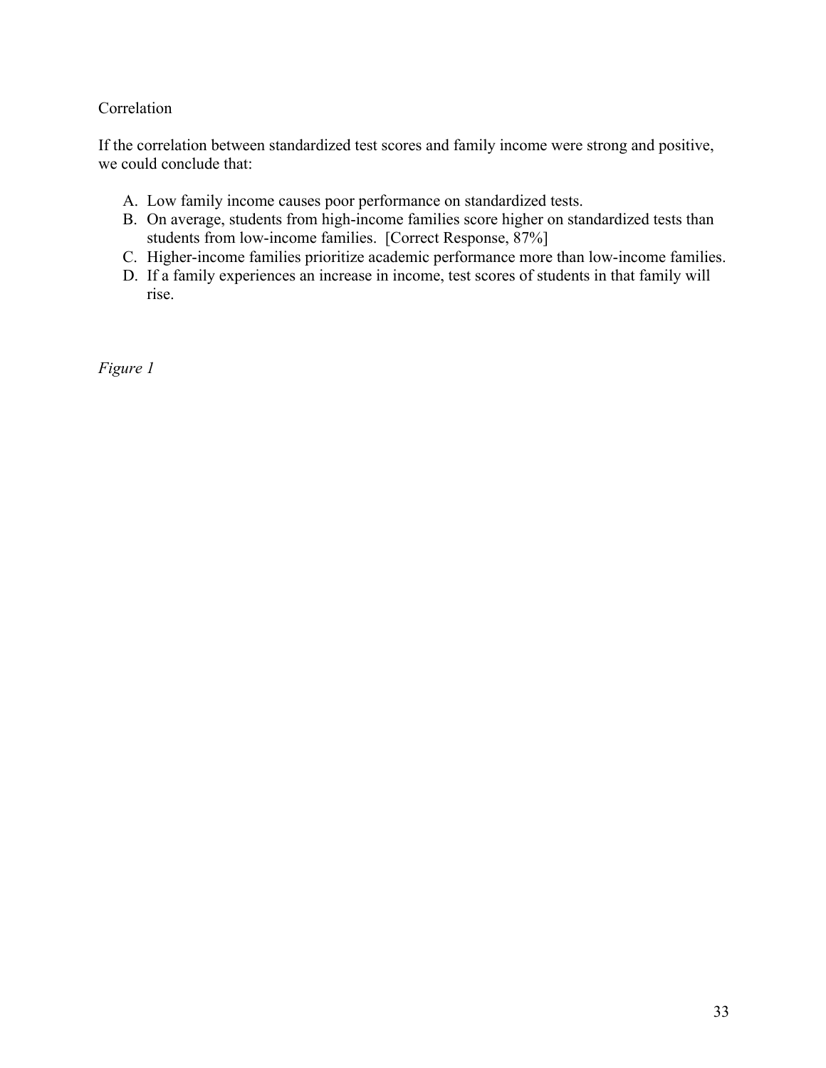Correlation

If the correlation between standardized test scores and family income were strong and positive, we could conclude that:

A. Low family income causes poor performance on standardized tests.
B. On average, students from high-income families score higher on standardized tests than students from low-income families. [Correct Response, 87%]
C. Higher-income families prioritize academic performance more than low-income families.
D. If a family experiences an increase in income, test scores of students in that family will rise.

*Figure 1*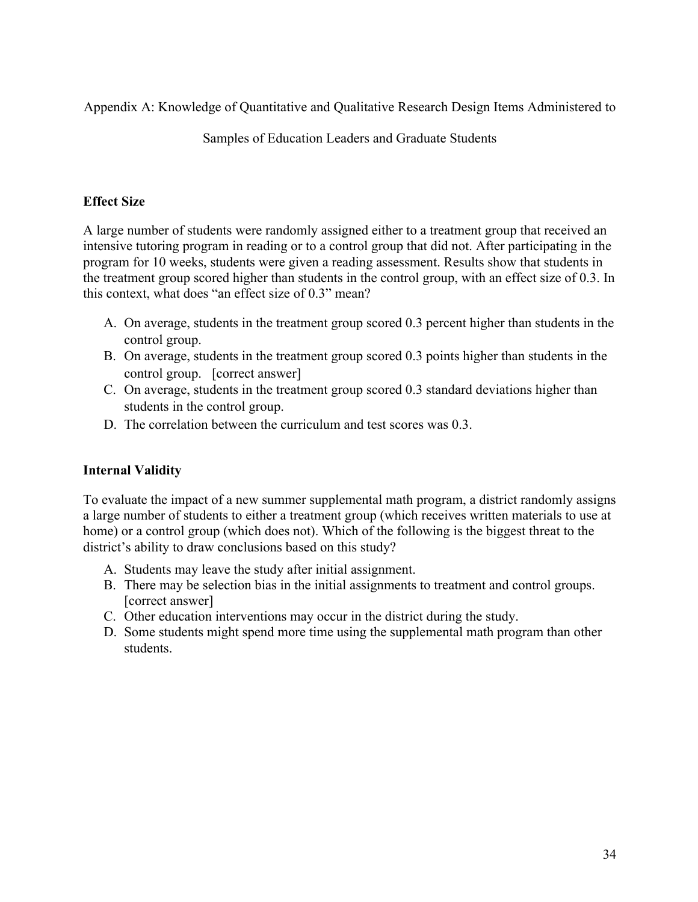Appendix A: Knowledge of Quantitative and Qualitative Research Design Items Administered to Samples of Education Leaders and Graduate Students

**Effect Size**

A large number of students were randomly assigned either to a treatment group that received an intensive tutoring program in reading or to a control group that did not. After participating in the program for 10 weeks, students were given a reading assessment. Results show that students in the treatment group scored higher than students in the control group, with an effect size of 0.3. In this context, what does "an effect size of 0.3" mean?

A. On average, students in the treatment group scored 0.3 percent higher than students in the control group.
B. On average, students in the treatment group scored 0.3 points higher than students in the control group. [correct answer]
C. On average, students in the treatment group scored 0.3 standard deviations higher than students in the control group.
D. The correlation between the curriculum and test scores was 0.3.

**Internal Validity**

To evaluate the impact of a new summer supplemental math program, a district randomly assigns a large number of students to either a treatment group (which receives written materials to use at home) or a control group (which does not). Which of the following is the biggest threat to the district's ability to draw conclusions based on this study?

A. Students may leave the study after initial assignment.
B. There may be selection bias in the initial assignments to treatment and control groups. [correct answer]
C. Other education interventions may occur in the district during the study.
D. Some students might spend more time using the supplemental math program than other students.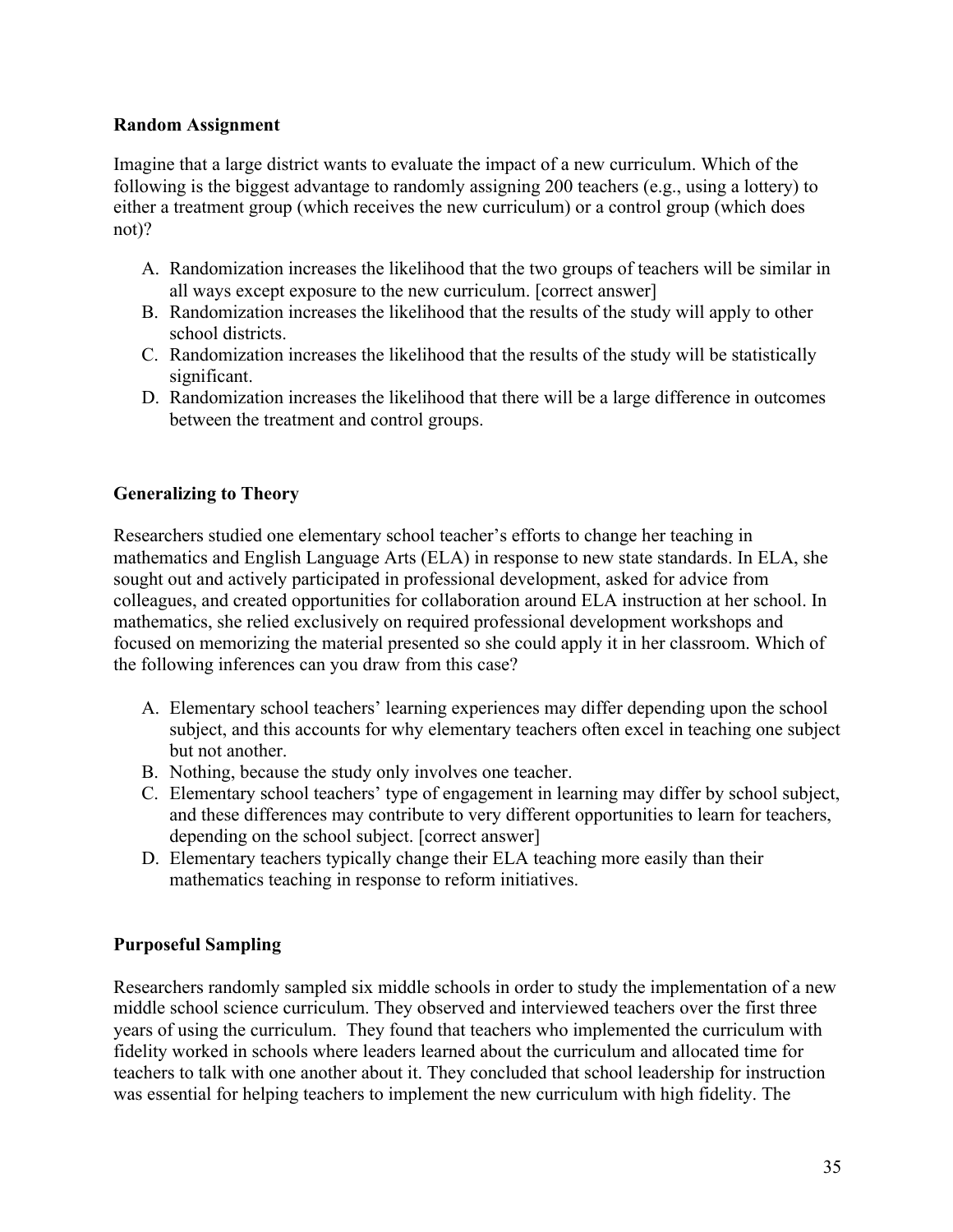**Random Assignment**

Imagine that a large district wants to evaluate the impact of a new curriculum. Which of the following is the biggest advantage to randomly assigning 200 teachers (e.g., using a lottery) to either a treatment group (which receives the new curriculum) or a control group (which does not)?

A. Randomization increases the likelihood that the two groups of teachers will be similar in all ways except exposure to the new curriculum. [correct answer]
B. Randomization increases the likelihood that the results of the study will apply to other school districts.
C. Randomization increases the likelihood that the results of the study will be statistically significant.
D. Randomization increases the likelihood that there will be a large difference in outcomes between the treatment and control groups.

**Generalizing to Theory**

Researchers studied one elementary school teacher's efforts to change her teaching in mathematics and English Language Arts (ELA) in response to new state standards. In ELA, she sought out and actively participated in professional development, asked for advice from colleagues, and created opportunities for collaboration around ELA instruction at her school. In mathematics, she relied exclusively on required professional development workshops and focused on memorizing the material presented so she could apply it in her classroom. Which of the following inferences can you draw from this case?

A. Elementary school teachers' learning experiences may differ depending upon the school subject, and this accounts for why elementary teachers often excel in teaching one subject but not another.
B. Nothing, because the study only involves one teacher.
C. Elementary school teachers' type of engagement in learning may differ by school subject, and these differences may contribute to very different opportunities to learn for teachers, depending on the school subject. [correct answer]
D. Elementary teachers typically change their ELA teaching more easily than their mathematics teaching in response to reform initiatives.

**Purposeful Sampling**

Researchers randomly sampled six middle schools in order to study the implementation of a new middle school science curriculum. They observed and interviewed teachers over the first three years of using the curriculum. They found that teachers who implemented the curriculum with fidelity worked in schools where leaders learned about the curriculum and allocated time for teachers to talk with one another about it. They concluded that school leadership for instruction was essential for helping teachers to implement the new curriculum with high fidelity. The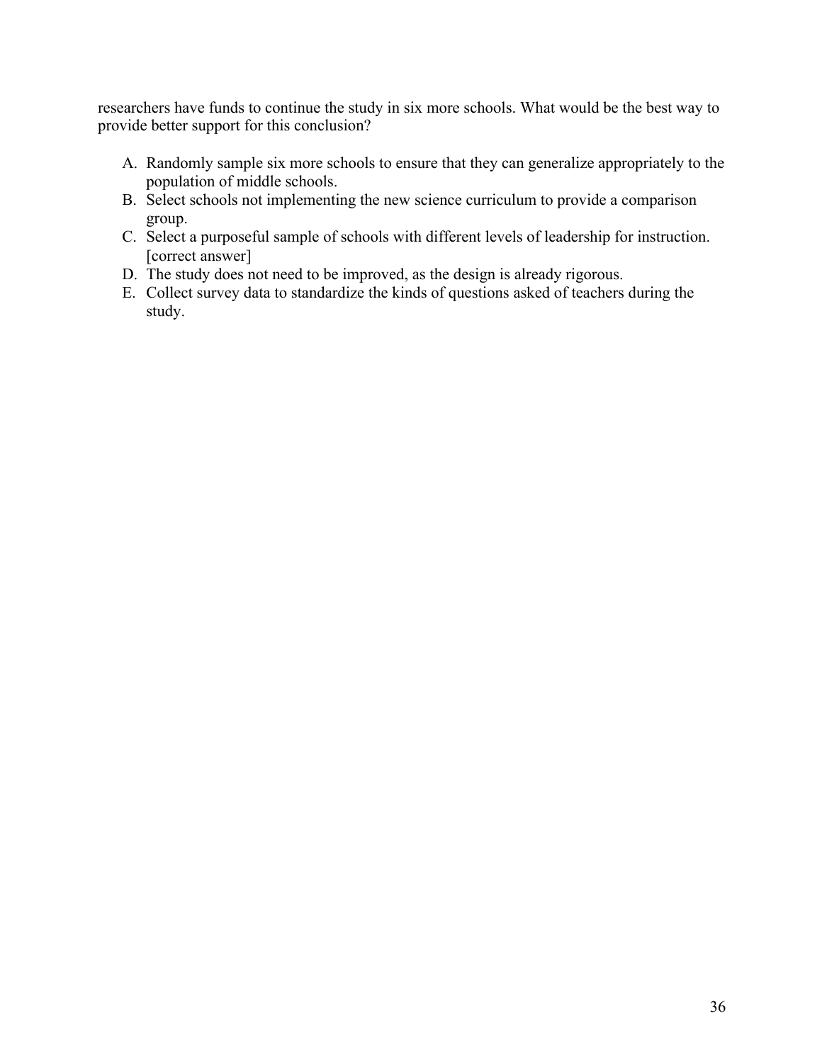researchers have funds to continue the study in six more schools. What would be the best way to provide better support for this conclusion?

A. Randomly sample six more schools to ensure that they can generalize appropriately to the population of middle schools.
B. Select schools not implementing the new science curriculum to provide a comparison group.
C. Select a purposeful sample of schools with different levels of leadership for instruction. [correct answer]
D. The study does not need to be improved, as the design is already rigorous.
E. Collect survey data to standardize the kinds of questions asked of teachers during the study.